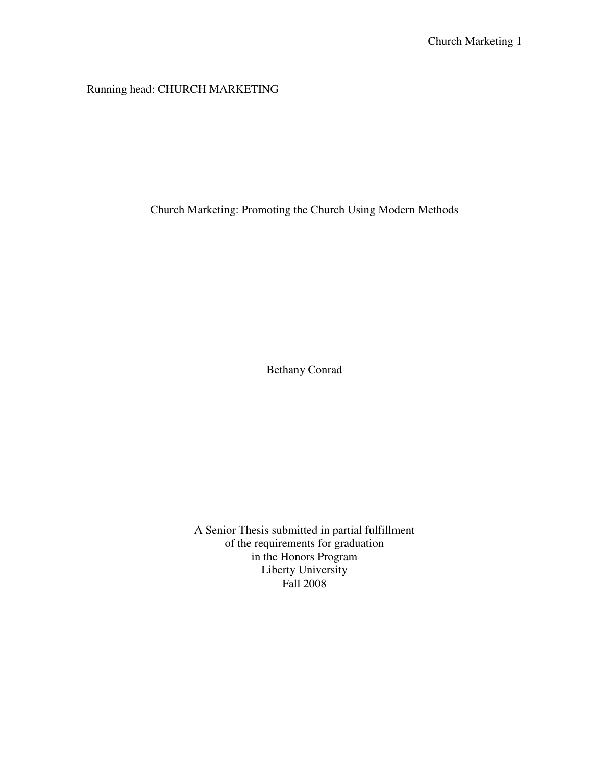Running head: CHURCH MARKETING

# Church Marketing: Promoting the Church Using Modern Methods

Bethany Conrad

A Senior Thesis submitted in partial fulfillment
of the requirements for graduation
in the Honors Program
Liberty University
Fall 2008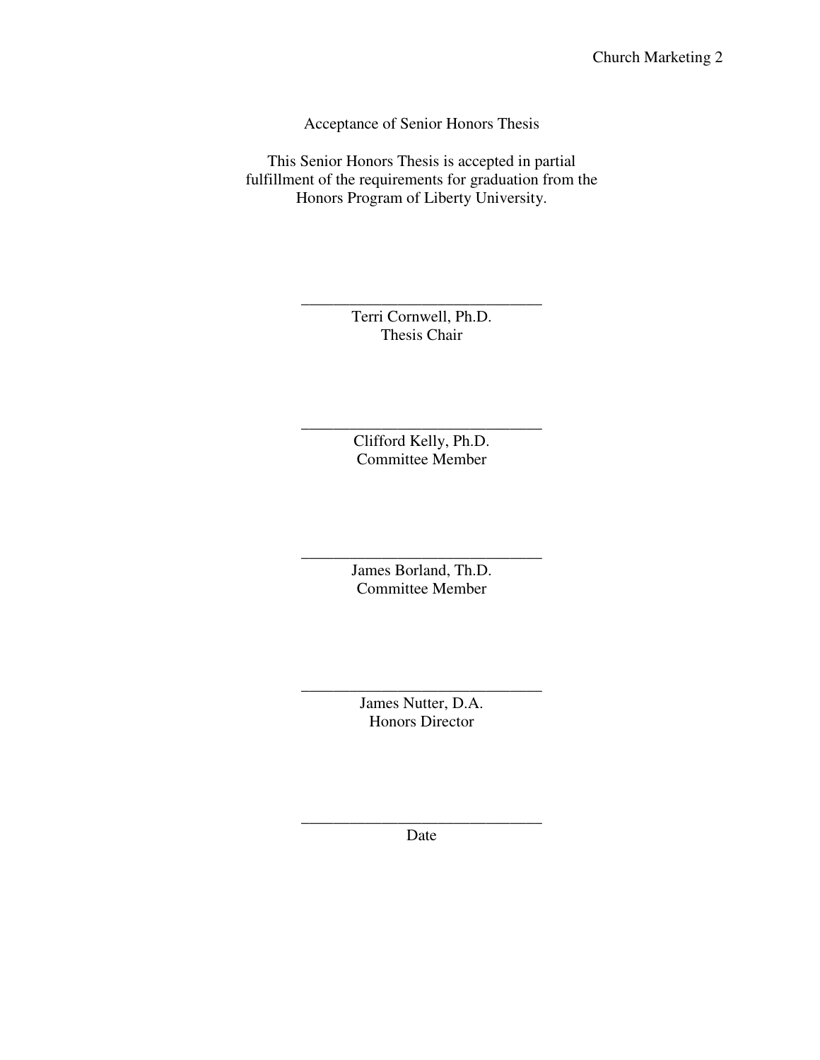Acceptance of Senior Honors Thesis

This Senior Honors Thesis is accepted in partial fulfillment of the requirements for graduation from the Honors Program of Liberty University.

______________________________
Terri Cornwell, Ph.D.
Thesis Chair

______________________________
Clifford Kelly, Ph.D.
Committee Member

______________________________
James Borland, Th.D.
Committee Member

______________________________
James Nutter, D.A.
Honors Director

______________________________
Date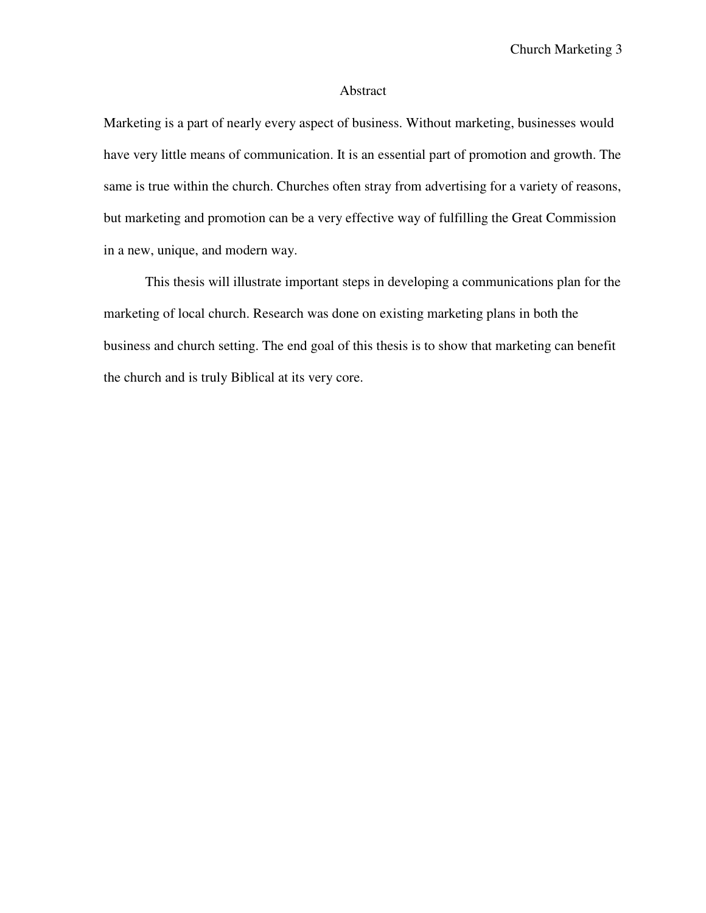# Abstract

Marketing is a part of nearly every aspect of business. Without marketing, businesses would have very little means of communication. It is an essential part of promotion and growth. The same is true within the church. Churches often stray from advertising for a variety of reasons, but marketing and promotion can be a very effective way of fulfilling the Great Commission in a new, unique, and modern way.

This thesis will illustrate important steps in developing a communications plan for the marketing of local church. Research was done on existing marketing plans in both the business and church setting. The end goal of this thesis is to show that marketing can benefit the church and is truly Biblical at its very core.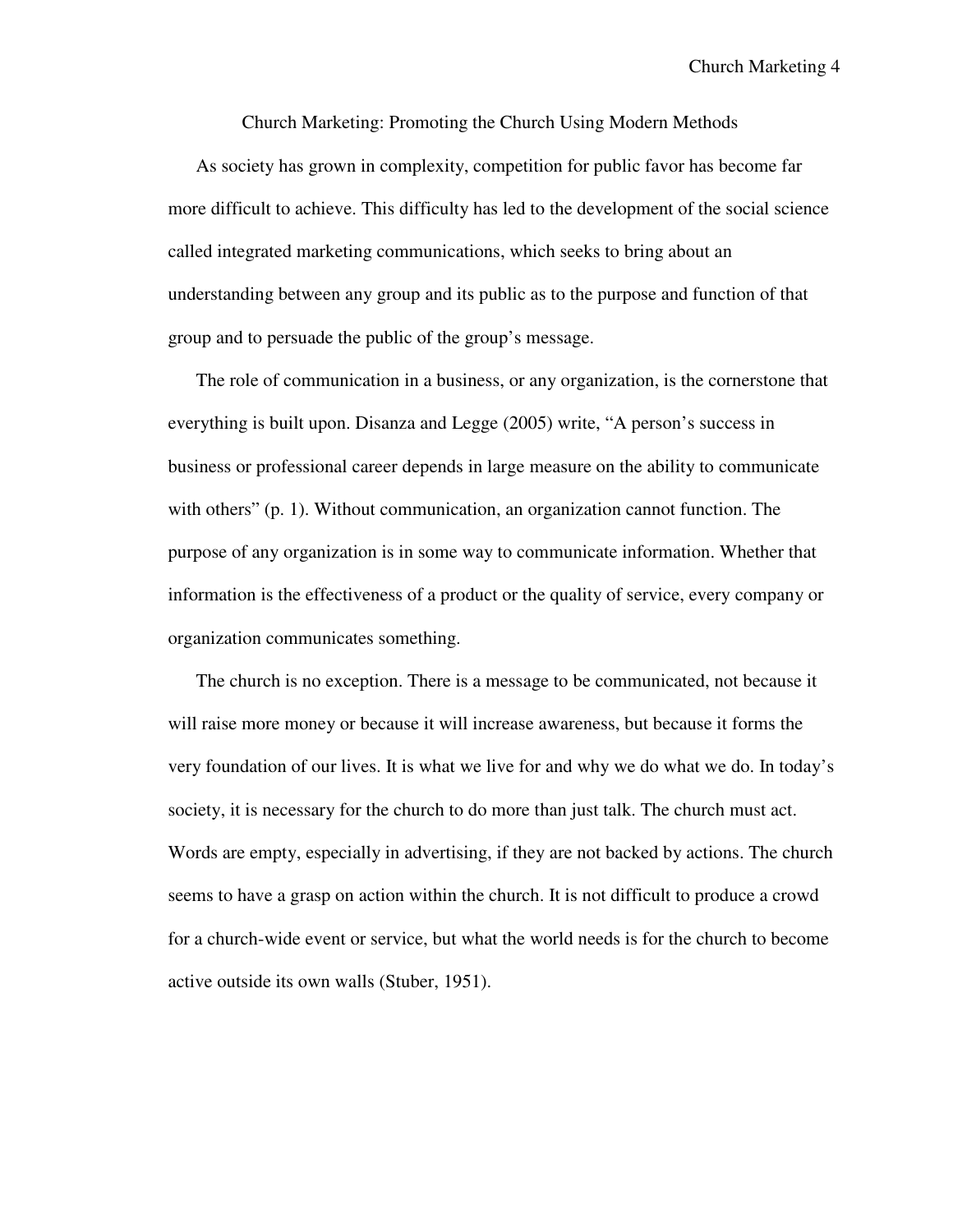# Church Marketing: Promoting the Church Using Modern Methods

As society has grown in complexity, competition for public favor has become far more difficult to achieve. This difficulty has led to the development of the social science called integrated marketing communications, which seeks to bring about an understanding between any group and its public as to the purpose and function of that group and to persuade the public of the group's message.

The role of communication in a business, or any organization, is the cornerstone that everything is built upon. Disanza and Legge (2005) write, "A person's success in business or professional career depends in large measure on the ability to communicate with others" (p. 1). Without communication, an organization cannot function. The purpose of any organization is in some way to communicate information. Whether that information is the effectiveness of a product or the quality of service, every company or organization communicates something.

The church is no exception. There is a message to be communicated, not because it will raise more money or because it will increase awareness, but because it forms the very foundation of our lives. It is what we live for and why we do what we do. In today's society, it is necessary for the church to do more than just talk. The church must act. Words are empty, especially in advertising, if they are not backed by actions. The church seems to have a grasp on action within the church. It is not difficult to produce a crowd for a church-wide event or service, but what the world needs is for the church to become active outside its own walls (Stuber, 1951).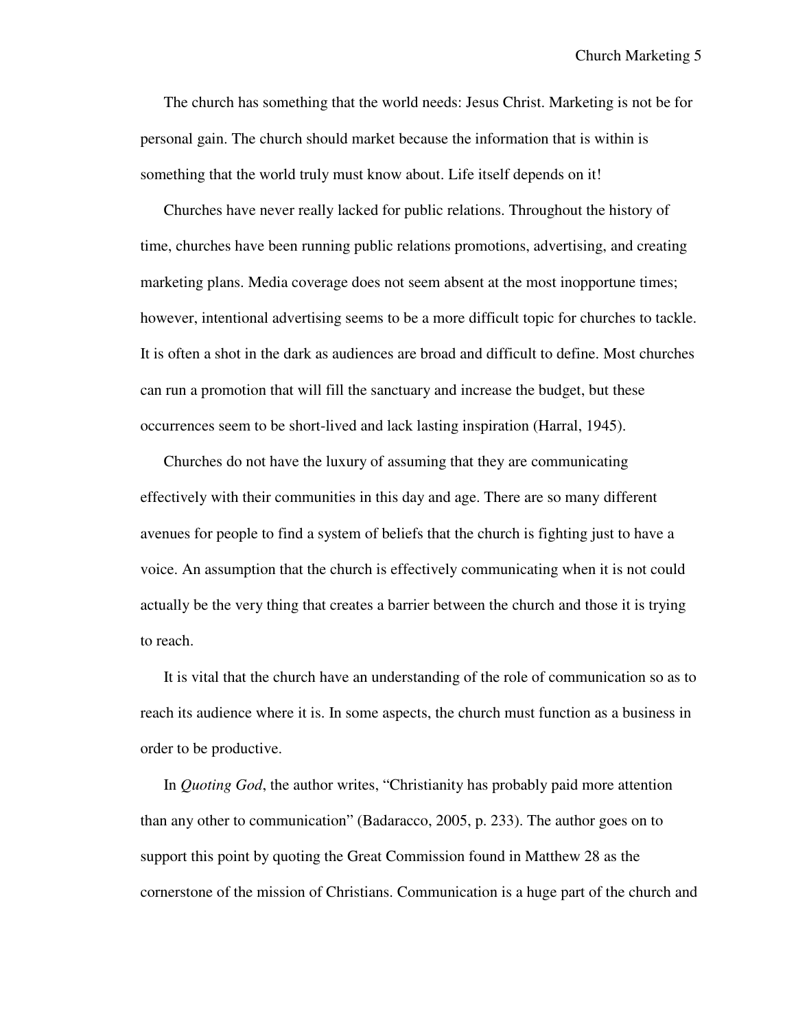The church has something that the world needs: Jesus Christ. Marketing is not be for personal gain. The church should market because the information that is within is something that the world truly must know about. Life itself depends on it!

Churches have never really lacked for public relations. Throughout the history of time, churches have been running public relations promotions, advertising, and creating marketing plans. Media coverage does not seem absent at the most inopportune times; however, intentional advertising seems to be a more difficult topic for churches to tackle. It is often a shot in the dark as audiences are broad and difficult to define. Most churches can run a promotion that will fill the sanctuary and increase the budget, but these occurrences seem to be short-lived and lack lasting inspiration (Harral, 1945).

Churches do not have the luxury of assuming that they are communicating effectively with their communities in this day and age. There are so many different avenues for people to find a system of beliefs that the church is fighting just to have a voice. An assumption that the church is effectively communicating when it is not could actually be the very thing that creates a barrier between the church and those it is trying to reach.

It is vital that the church have an understanding of the role of communication so as to reach its audience where it is. In some aspects, the church must function as a business in order to be productive.

In *Quoting God*, the author writes, "Christianity has probably paid more attention than any other to communication" (Badaracco, 2005, p. 233). The author goes on to support this point by quoting the Great Commission found in Matthew 28 as the cornerstone of the mission of Christians. Communication is a huge part of the church and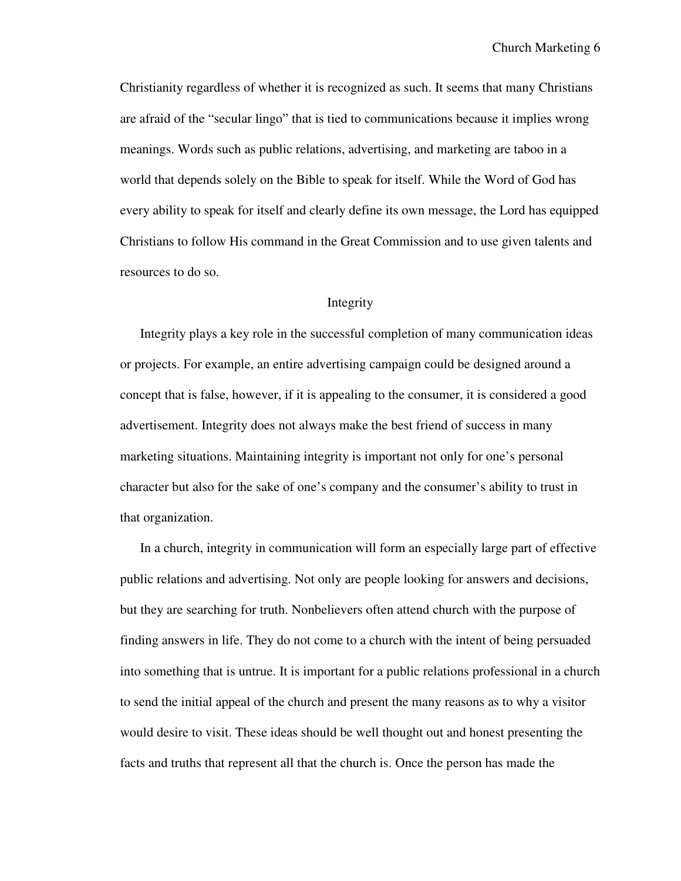Christianity regardless of whether it is recognized as such. It seems that many Christians are afraid of the “secular lingo” that is tied to communications because it implies wrong meanings. Words such as public relations, advertising, and marketing are taboo in a world that depends solely on the Bible to speak for itself. While the Word of God has every ability to speak for itself and clearly define its own message, the Lord has equipped Christians to follow His command in the Great Commission and to use given talents and resources to do so.

## Integrity

Integrity plays a key role in the successful completion of many communication ideas or projects. For example, an entire advertising campaign could be designed around a concept that is false, however, if it is appealing to the consumer, it is considered a good advertisement. Integrity does not always make the best friend of success in many marketing situations. Maintaining integrity is important not only for one’s personal character but also for the sake of one’s company and the consumer’s ability to trust in that organization.

In a church, integrity in communication will form an especially large part of effective public relations and advertising. Not only are people looking for answers and decisions, but they are searching for truth. Nonbelievers often attend church with the purpose of finding answers in life. They do not come to a church with the intent of being persuaded into something that is untrue. It is important for a public relations professional in a church to send the initial appeal of the church and present the many reasons as to why a visitor would desire to visit. These ideas should be well thought out and honest presenting the facts and truths that represent all that the church is. Once the person has made the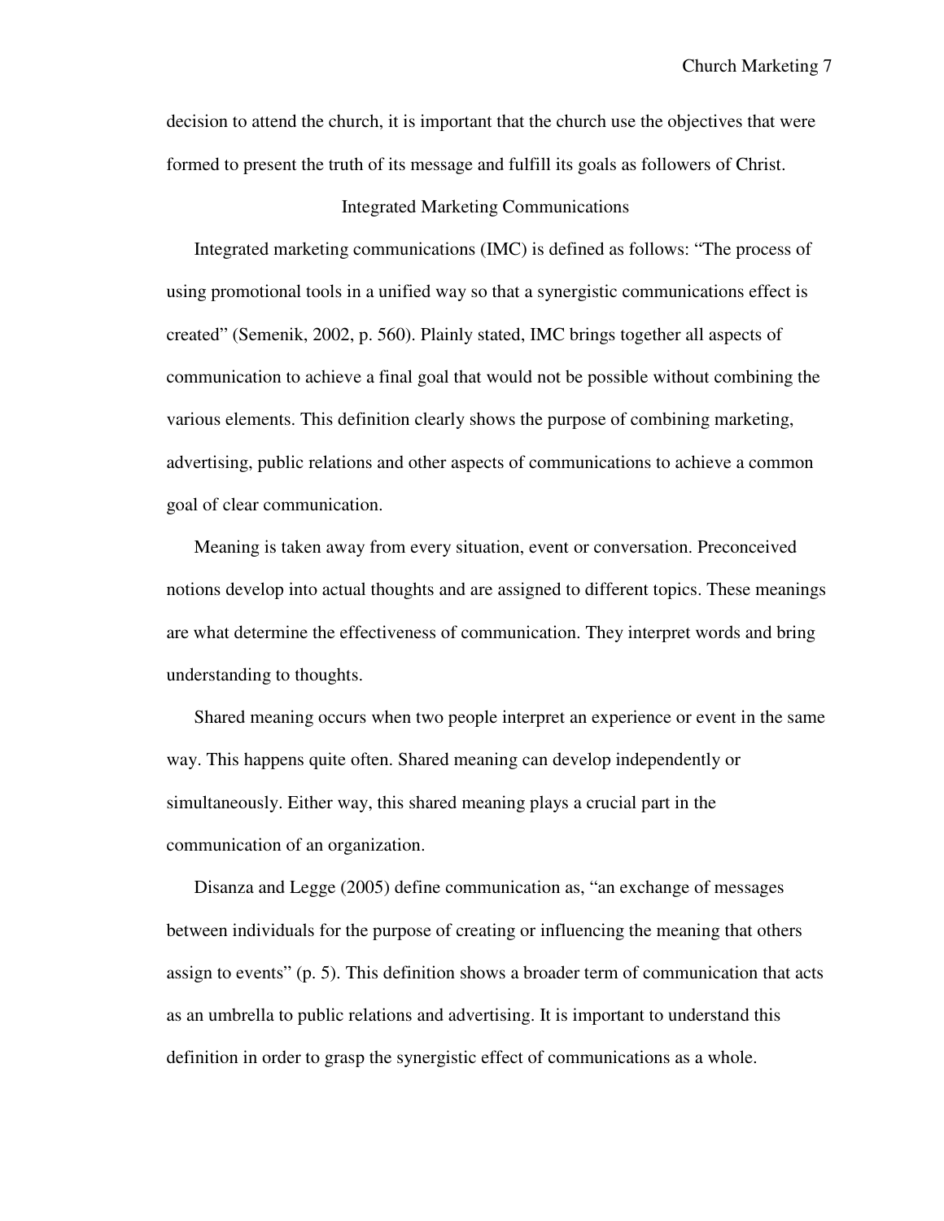decision to attend the church, it is important that the church use the objectives that were formed to present the truth of its message and fulfill its goals as followers of Christ.

## Integrated Marketing Communications

Integrated marketing communications (IMC) is defined as follows: “The process of using promotional tools in a unified way so that a synergistic communications effect is created” (Semenik, 2002, p. 560). Plainly stated, IMC brings together all aspects of communication to achieve a final goal that would not be possible without combining the various elements. This definition clearly shows the purpose of combining marketing, advertising, public relations and other aspects of communications to achieve a common goal of clear communication.

Meaning is taken away from every situation, event or conversation. Preconceived notions develop into actual thoughts and are assigned to different topics. These meanings are what determine the effectiveness of communication. They interpret words and bring understanding to thoughts.

Shared meaning occurs when two people interpret an experience or event in the same way. This happens quite often. Shared meaning can develop independently or simultaneously. Either way, this shared meaning plays a crucial part in the communication of an organization.

Disanza and Legge (2005) define communication as, “an exchange of messages between individuals for the purpose of creating or influencing the meaning that others assign to events” (p. 5). This definition shows a broader term of communication that acts as an umbrella to public relations and advertising. It is important to understand this definition in order to grasp the synergistic effect of communications as a whole.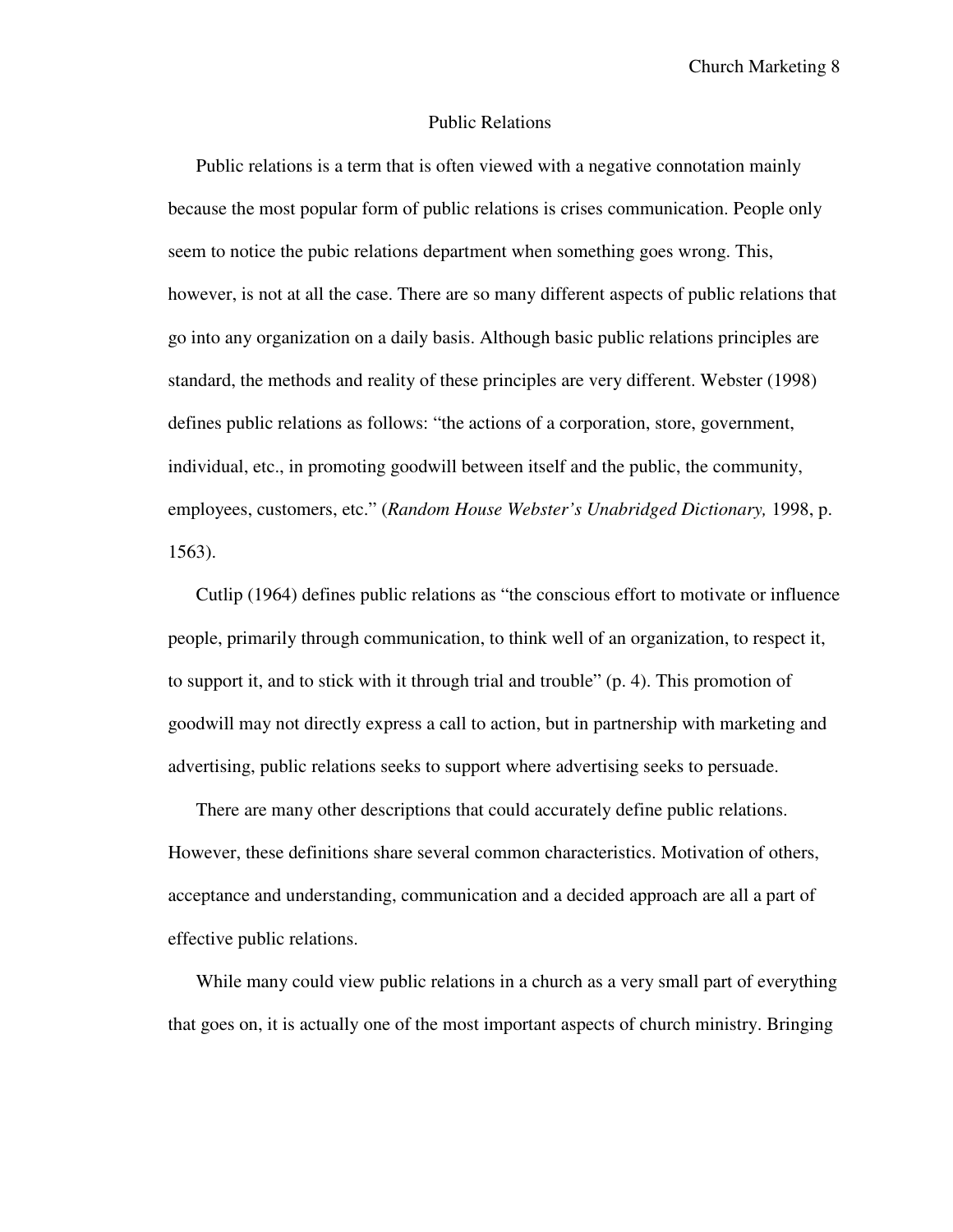## Public Relations

Public relations is a term that is often viewed with a negative connotation mainly because the most popular form of public relations is crises communication. People only seem to notice the pubic relations department when something goes wrong. This, however, is not at all the case. There are so many different aspects of public relations that go into any organization on a daily basis. Although basic public relations principles are standard, the methods and reality of these principles are very different. Webster (1998) defines public relations as follows: "the actions of a corporation, store, government, individual, etc., in promoting goodwill between itself and the public, the community, employees, customers, etc." (*Random House Webster's Unabridged Dictionary,* 1998, p. 1563).

Cutlip (1964) defines public relations as "the conscious effort to motivate or influence people, primarily through communication, to think well of an organization, to respect it, to support it, and to stick with it through trial and trouble" (p. 4). This promotion of goodwill may not directly express a call to action, but in partnership with marketing and advertising, public relations seeks to support where advertising seeks to persuade.

There are many other descriptions that could accurately define public relations. However, these definitions share several common characteristics. Motivation of others, acceptance and understanding, communication and a decided approach are all a part of effective public relations.

While many could view public relations in a church as a very small part of everything that goes on, it is actually one of the most important aspects of church ministry. Bringing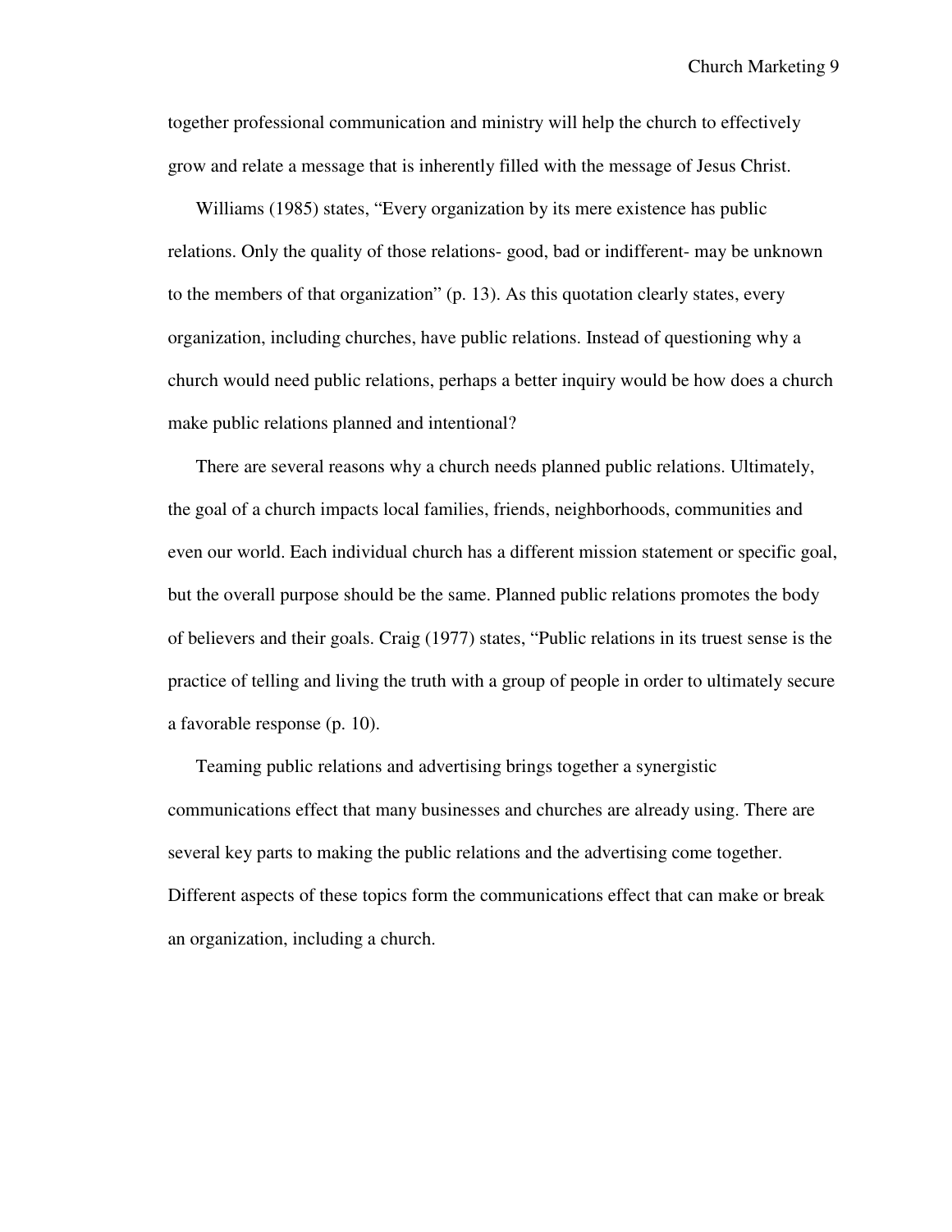together professional communication and ministry will help the church to effectively grow and relate a message that is inherently filled with the message of Jesus Christ.

Williams (1985) states, "Every organization by its mere existence has public relations. Only the quality of those relations- good, bad or indifferent- may be unknown to the members of that organization" (p. 13). As this quotation clearly states, every organization, including churches, have public relations. Instead of questioning why a church would need public relations, perhaps a better inquiry would be how does a church make public relations planned and intentional?

There are several reasons why a church needs planned public relations. Ultimately, the goal of a church impacts local families, friends, neighborhoods, communities and even our world. Each individual church has a different mission statement or specific goal, but the overall purpose should be the same. Planned public relations promotes the body of believers and their goals. Craig (1977) states, "Public relations in its truest sense is the practice of telling and living the truth with a group of people in order to ultimately secure a favorable response (p. 10).

Teaming public relations and advertising brings together a synergistic communications effect that many businesses and churches are already using. There are several key parts to making the public relations and the advertising come together. Different aspects of these topics form the communications effect that can make or break an organization, including a church.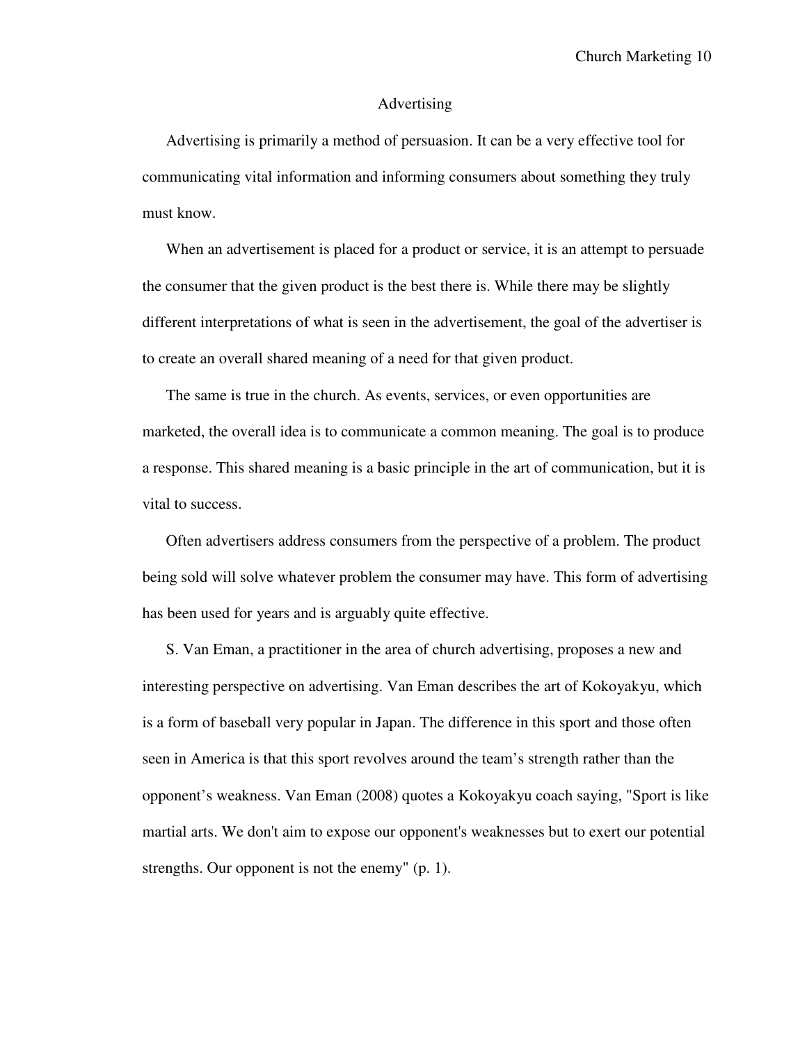## Advertising

Advertising is primarily a method of persuasion. It can be a very effective tool for communicating vital information and informing consumers about something they truly must know.

When an advertisement is placed for a product or service, it is an attempt to persuade the consumer that the given product is the best there is. While there may be slightly different interpretations of what is seen in the advertisement, the goal of the advertiser is to create an overall shared meaning of a need for that given product.

The same is true in the church. As events, services, or even opportunities are marketed, the overall idea is to communicate a common meaning. The goal is to produce a response. This shared meaning is a basic principle in the art of communication, but it is vital to success.

Often advertisers address consumers from the perspective of a problem. The product being sold will solve whatever problem the consumer may have. This form of advertising has been used for years and is arguably quite effective.

S. Van Eman, a practitioner in the area of church advertising, proposes a new and interesting perspective on advertising. Van Eman describes the art of Kokoyakyu, which is a form of baseball very popular in Japan. The difference in this sport and those often seen in America is that this sport revolves around the team's strength rather than the opponent's weakness. Van Eman (2008) quotes a Kokoyakyu coach saying, "Sport is like martial arts. We don't aim to expose our opponent's weaknesses but to exert our potential strengths. Our opponent is not the enemy" (p. 1).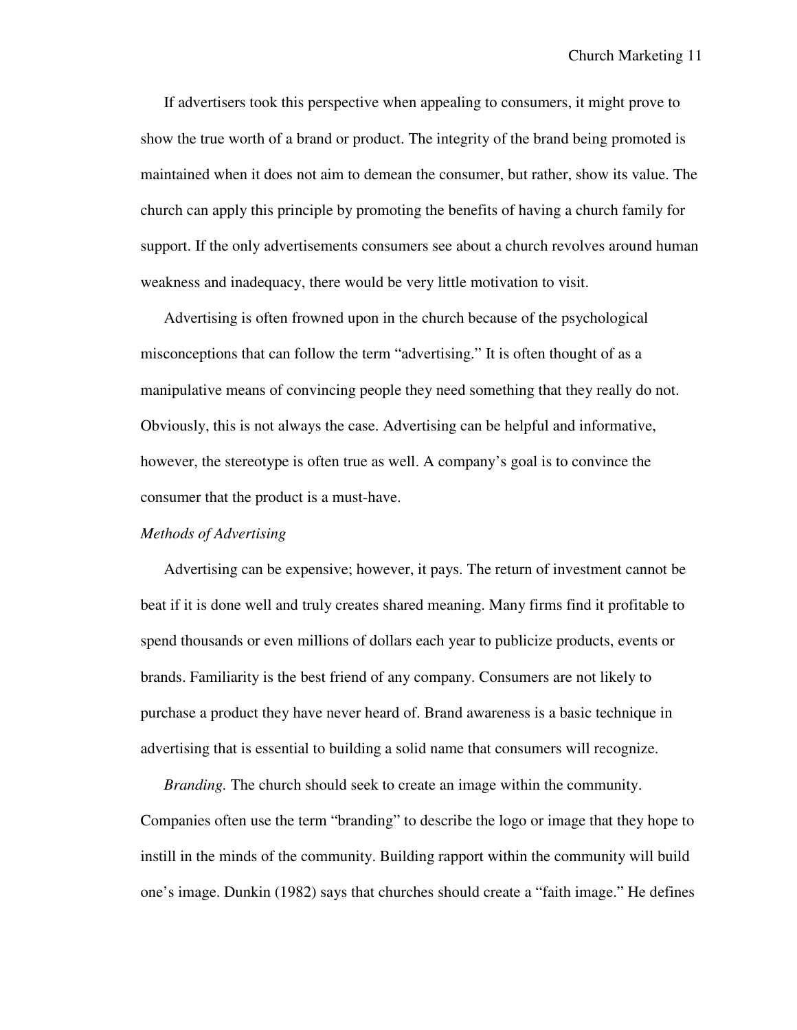If advertisers took this perspective when appealing to consumers, it might prove to show the true worth of a brand or product. The integrity of the brand being promoted is maintained when it does not aim to demean the consumer, but rather, show its value. The church can apply this principle by promoting the benefits of having a church family for support. If the only advertisements consumers see about a church revolves around human weakness and inadequacy, there would be very little motivation to visit.

Advertising is often frowned upon in the church because of the psychological misconceptions that can follow the term "advertising." It is often thought of as a manipulative means of convincing people they need something that they really do not. Obviously, this is not always the case. Advertising can be helpful and informative, however, the stereotype is often true as well. A company's goal is to convince the consumer that the product is a must-have.

*Methods of Advertising*

Advertising can be expensive; however, it pays. The return of investment cannot be beat if it is done well and truly creates shared meaning. Many firms find it profitable to spend thousands or even millions of dollars each year to publicize products, events or brands. Familiarity is the best friend of any company. Consumers are not likely to purchase a product they have never heard of. Brand awareness is a basic technique in advertising that is essential to building a solid name that consumers will recognize.

*Branding.* The church should seek to create an image within the community. Companies often use the term "branding" to describe the logo or image that they hope to instill in the minds of the community. Building rapport within the community will build one's image. Dunkin (1982) says that churches should create a "faith image." He defines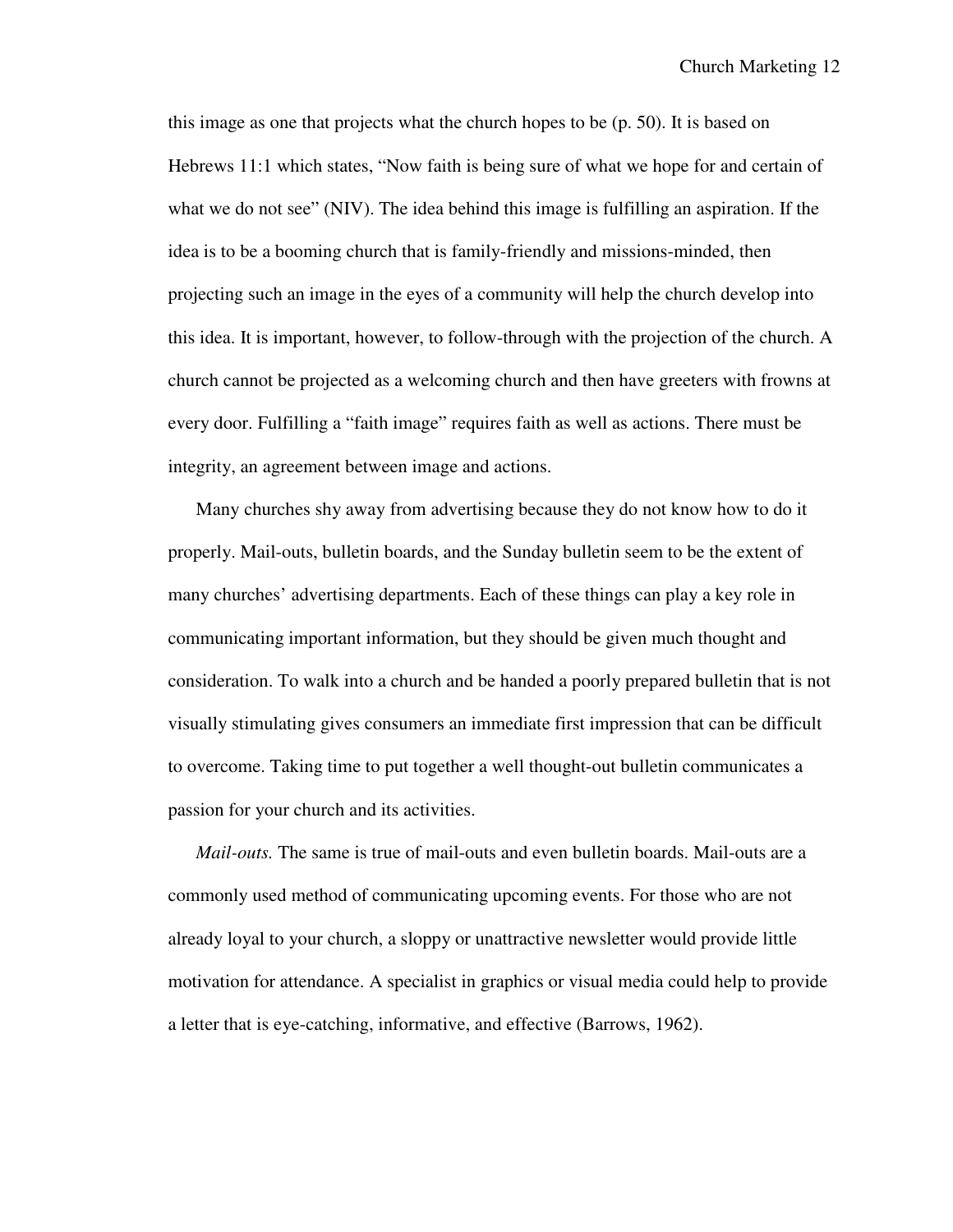this image as one that projects what the church hopes to be (p. 50). It is based on Hebrews 11:1 which states, "Now faith is being sure of what we hope for and certain of what we do not see" (NIV). The idea behind this image is fulfilling an aspiration. If the idea is to be a booming church that is family-friendly and missions-minded, then projecting such an image in the eyes of a community will help the church develop into this idea. It is important, however, to follow-through with the projection of the church. A church cannot be projected as a welcoming church and then have greeters with frowns at every door. Fulfilling a "faith image" requires faith as well as actions. There must be integrity, an agreement between image and actions.

Many churches shy away from advertising because they do not know how to do it properly. Mail-outs, bulletin boards, and the Sunday bulletin seem to be the extent of many churches' advertising departments. Each of these things can play a key role in communicating important information, but they should be given much thought and consideration. To walk into a church and be handed a poorly prepared bulletin that is not visually stimulating gives consumers an immediate first impression that can be difficult to overcome. Taking time to put together a well thought-out bulletin communicates a passion for your church and its activities.

*Mail-outs.* The same is true of mail-outs and even bulletin boards. Mail-outs are a commonly used method of communicating upcoming events. For those who are not already loyal to your church, a sloppy or unattractive newsletter would provide little motivation for attendance. A specialist in graphics or visual media could help to provide a letter that is eye-catching, informative, and effective (Barrows, 1962).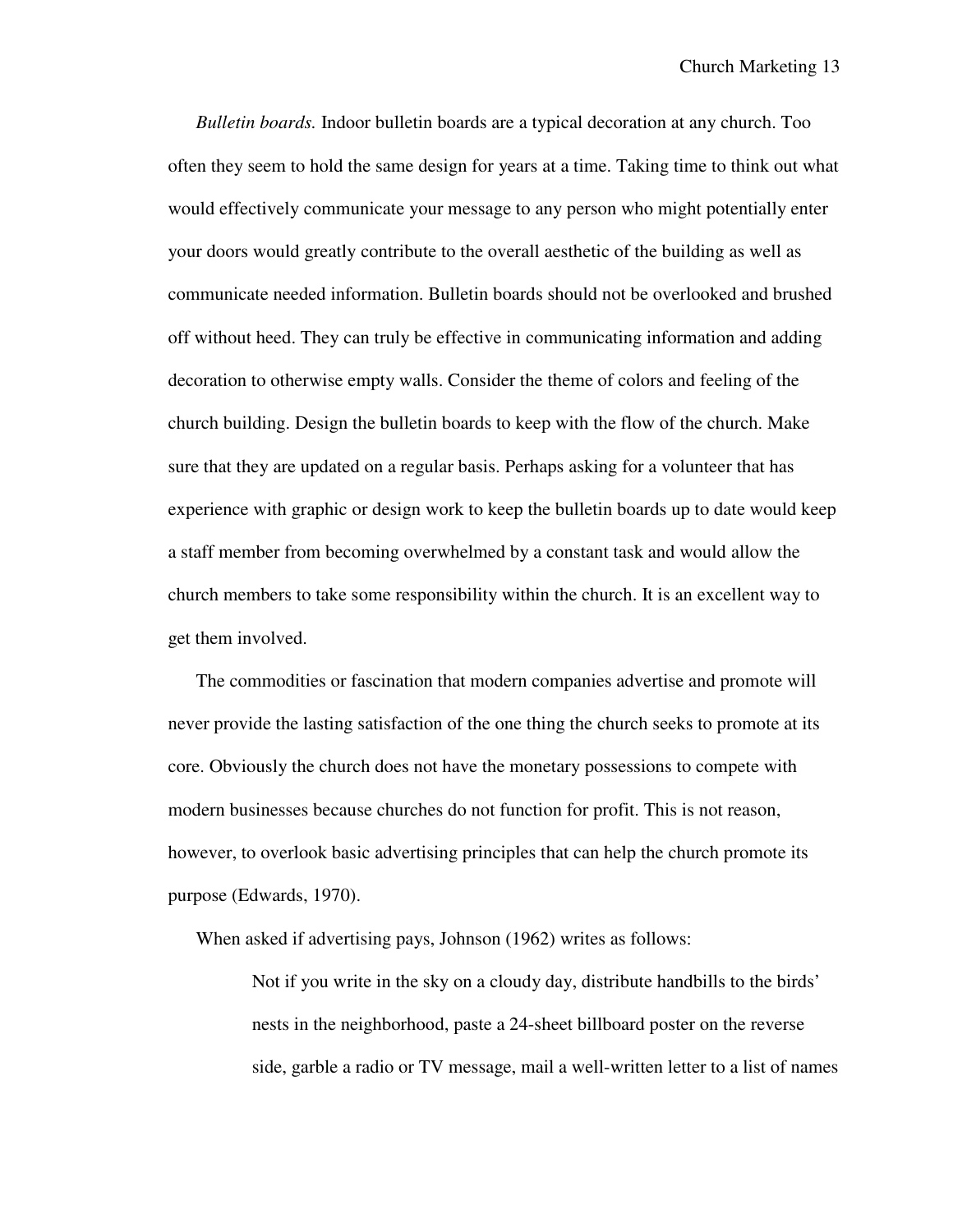*Bulletin boards.* Indoor bulletin boards are a typical decoration at any church. Too often they seem to hold the same design for years at a time. Taking time to think out what would effectively communicate your message to any person who might potentially enter your doors would greatly contribute to the overall aesthetic of the building as well as communicate needed information. Bulletin boards should not be overlooked and brushed off without heed. They can truly be effective in communicating information and adding decoration to otherwise empty walls. Consider the theme of colors and feeling of the church building. Design the bulletin boards to keep with the flow of the church. Make sure that they are updated on a regular basis. Perhaps asking for a volunteer that has experience with graphic or design work to keep the bulletin boards up to date would keep a staff member from becoming overwhelmed by a constant task and would allow the church members to take some responsibility within the church. It is an excellent way to get them involved.

The commodities or fascination that modern companies advertise and promote will never provide the lasting satisfaction of the one thing the church seeks to promote at its core. Obviously the church does not have the monetary possessions to compete with modern businesses because churches do not function for profit. This is not reason, however, to overlook basic advertising principles that can help the church promote its purpose (Edwards, 1970).

When asked if advertising pays, Johnson (1962) writes as follows:

> Not if you write in the sky on a cloudy day, distribute handbills to the birds' nests in the neighborhood, paste a 24-sheet billboard poster on the reverse side, garble a radio or TV message, mail a well-written letter to a list of names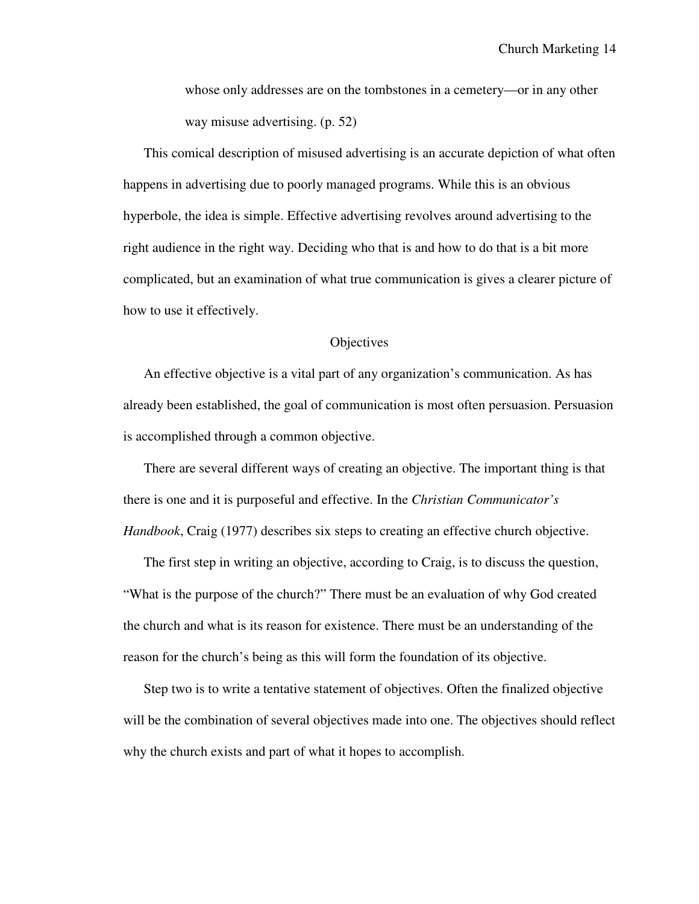> whose only addresses are on the tombstones in a cemetery—or in any other way misuse advertising. (p. 52)

This comical description of misused advertising is an accurate depiction of what often happens in advertising due to poorly managed programs. While this is an obvious hyperbole, the idea is simple. Effective advertising revolves around advertising to the right audience in the right way. Deciding who that is and how to do that is a bit more complicated, but an examination of what true communication is gives a clearer picture of how to use it effectively.

## Objectives

An effective objective is a vital part of any organization's communication. As has already been established, the goal of communication is most often persuasion. Persuasion is accomplished through a common objective.

There are several different ways of creating an objective. The important thing is that there is one and it is purposeful and effective. In the *Christian Communicator's Handbook*, Craig (1977) describes six steps to creating an effective church objective.

The first step in writing an objective, according to Craig, is to discuss the question, "What is the purpose of the church?" There must be an evaluation of why God created the church and what is its reason for existence. There must be an understanding of the reason for the church's being as this will form the foundation of its objective.

Step two is to write a tentative statement of objectives. Often the finalized objective will be the combination of several objectives made into one. The objectives should reflect why the church exists and part of what it hopes to accomplish.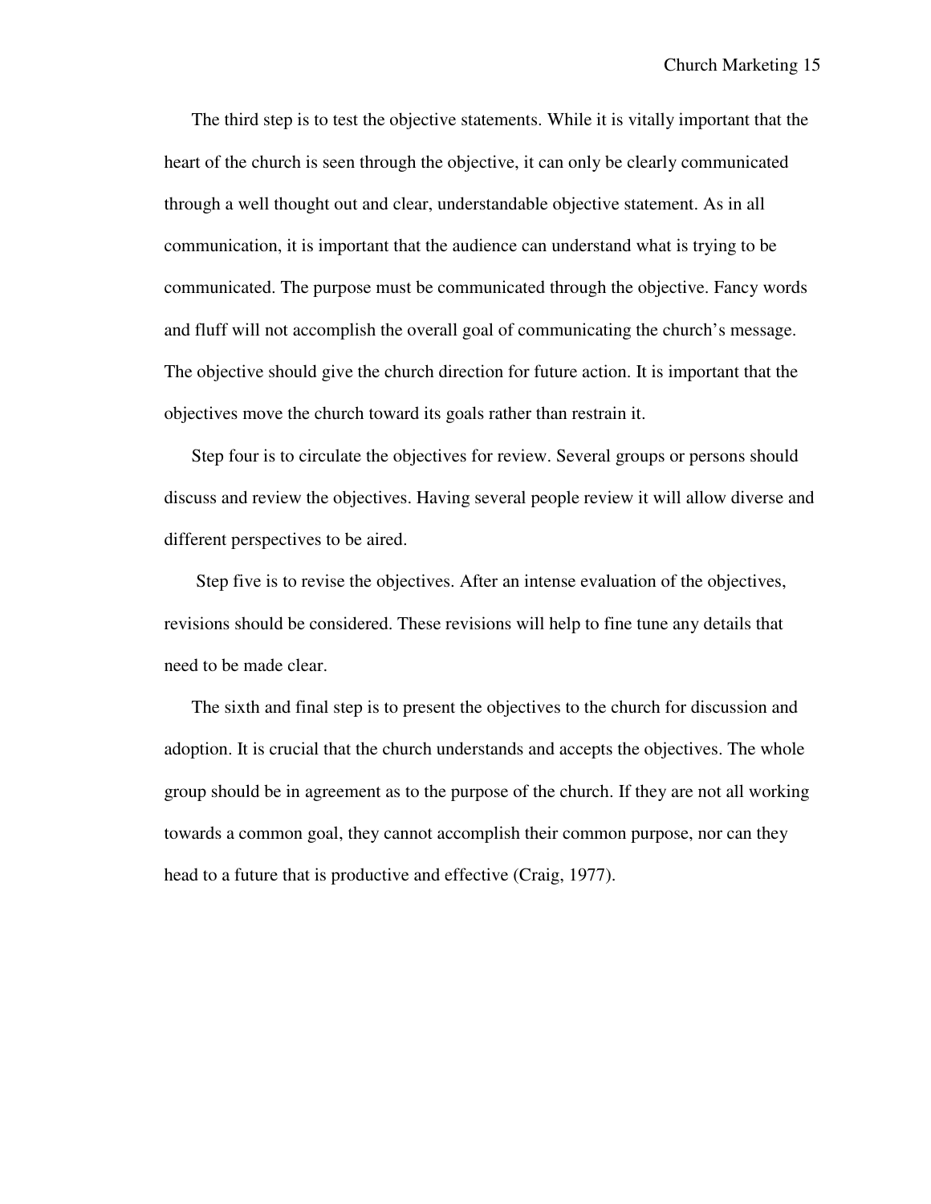The third step is to test the objective statements. While it is vitally important that the heart of the church is seen through the objective, it can only be clearly communicated through a well thought out and clear, understandable objective statement. As in all communication, it is important that the audience can understand what is trying to be communicated. The purpose must be communicated through the objective. Fancy words and fluff will not accomplish the overall goal of communicating the church's message. The objective should give the church direction for future action. It is important that the objectives move the church toward its goals rather than restrain it.

Step four is to circulate the objectives for review. Several groups or persons should discuss and review the objectives. Having several people review it will allow diverse and different perspectives to be aired.

Step five is to revise the objectives. After an intense evaluation of the objectives, revisions should be considered. These revisions will help to fine tune any details that need to be made clear.

The sixth and final step is to present the objectives to the church for discussion and adoption. It is crucial that the church understands and accepts the objectives. The whole group should be in agreement as to the purpose of the church. If they are not all working towards a common goal, they cannot accomplish their common purpose, nor can they head to a future that is productive and effective (Craig, 1977).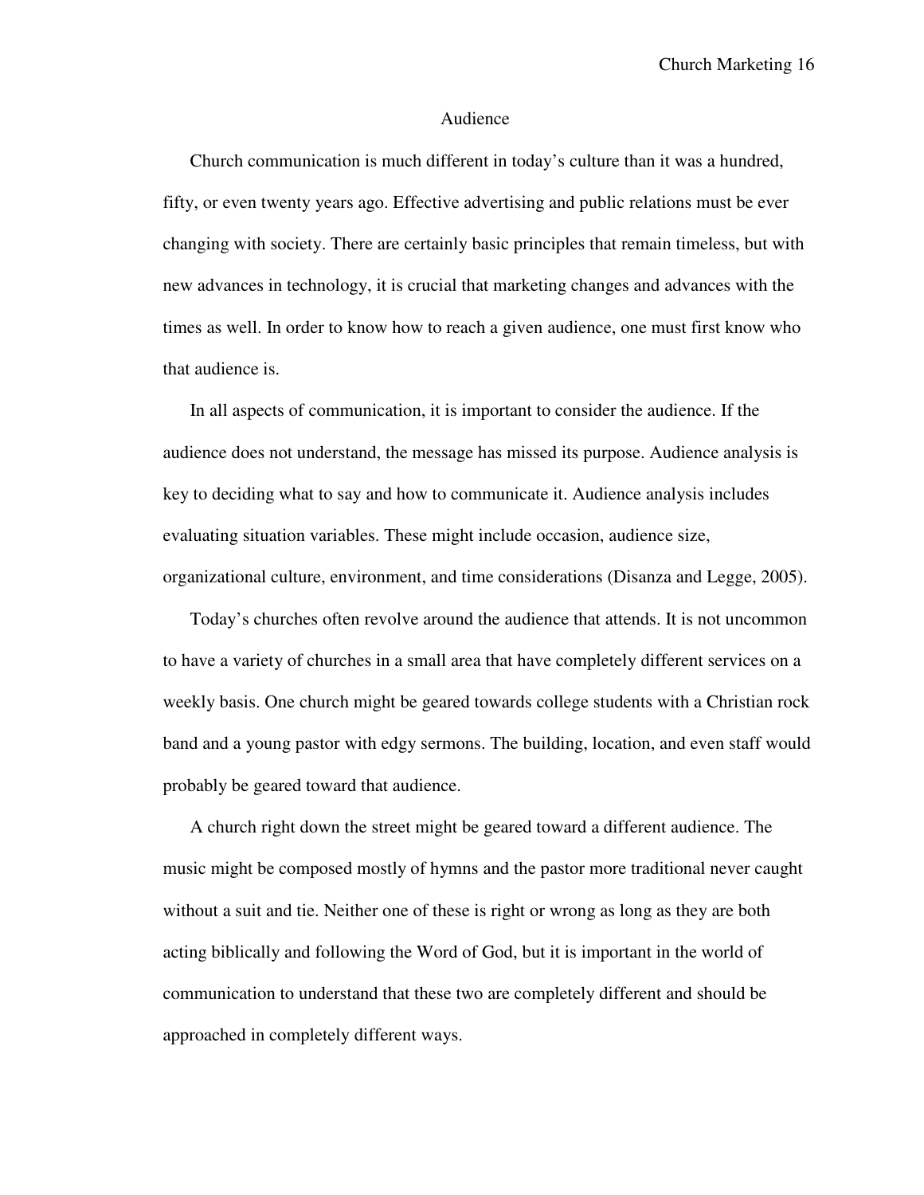## Audience

Church communication is much different in today's culture than it was a hundred, fifty, or even twenty years ago. Effective advertising and public relations must be ever changing with society. There are certainly basic principles that remain timeless, but with new advances in technology, it is crucial that marketing changes and advances with the times as well. In order to know how to reach a given audience, one must first know who that audience is.

In all aspects of communication, it is important to consider the audience. If the audience does not understand, the message has missed its purpose. Audience analysis is key to deciding what to say and how to communicate it. Audience analysis includes evaluating situation variables. These might include occasion, audience size, organizational culture, environment, and time considerations (Disanza and Legge, 2005).

Today's churches often revolve around the audience that attends. It is not uncommon to have a variety of churches in a small area that have completely different services on a weekly basis. One church might be geared towards college students with a Christian rock band and a young pastor with edgy sermons. The building, location, and even staff would probably be geared toward that audience.

A church right down the street might be geared toward a different audience. The music might be composed mostly of hymns and the pastor more traditional never caught without a suit and tie. Neither one of these is right or wrong as long as they are both acting biblically and following the Word of God, but it is important in the world of communication to understand that these two are completely different and should be approached in completely different ways.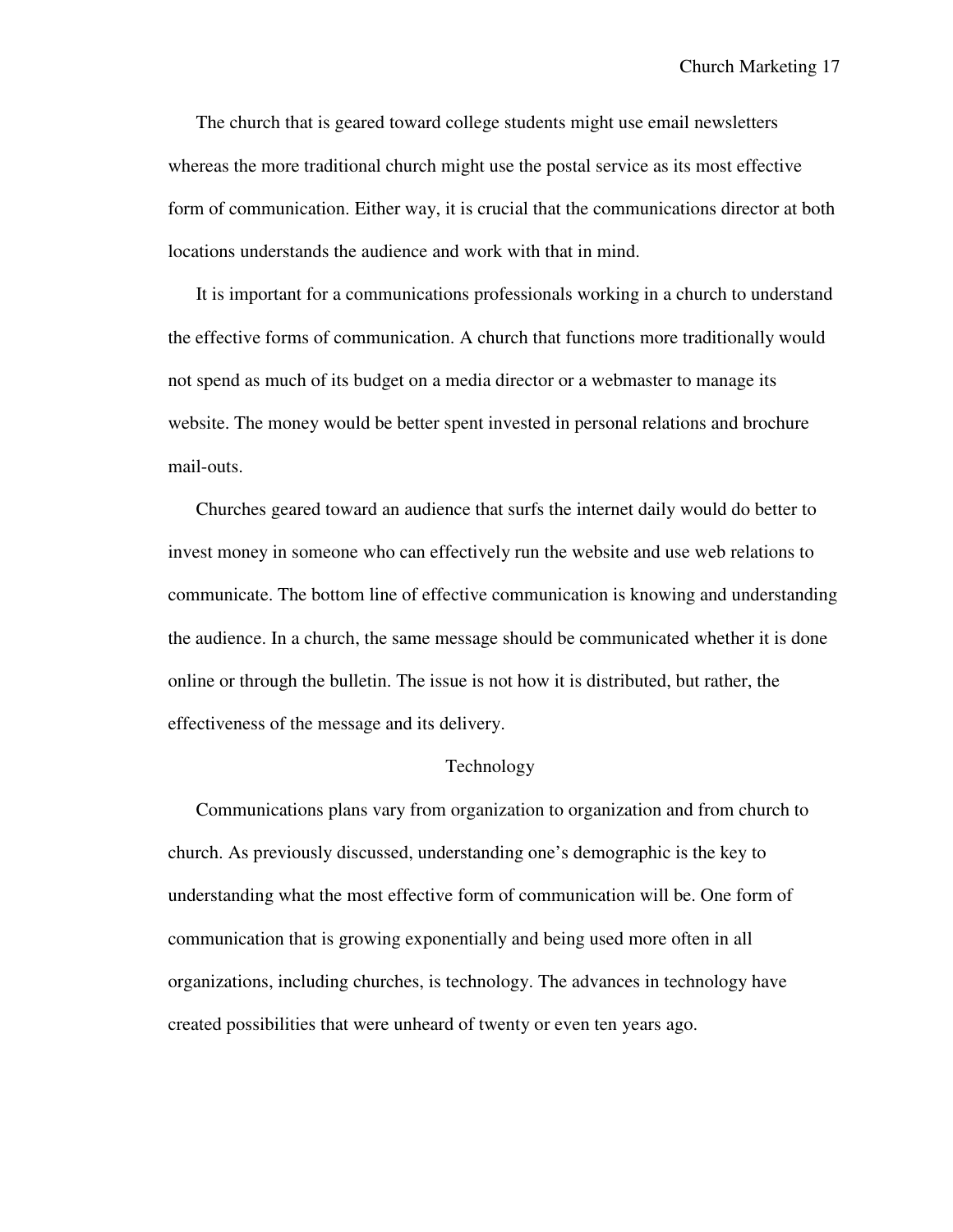The church that is geared toward college students might use email newsletters whereas the more traditional church might use the postal service as its most effective form of communication. Either way, it is crucial that the communications director at both locations understands the audience and work with that in mind.

It is important for a communications professionals working in a church to understand the effective forms of communication. A church that functions more traditionally would not spend as much of its budget on a media director or a webmaster to manage its website. The money would be better spent invested in personal relations and brochure mail-outs.

Churches geared toward an audience that surfs the internet daily would do better to invest money in someone who can effectively run the website and use web relations to communicate. The bottom line of effective communication is knowing and understanding the audience. In a church, the same message should be communicated whether it is done online or through the bulletin. The issue is not how it is distributed, but rather, the effectiveness of the message and its delivery.

## Technology

Communications plans vary from organization to organization and from church to church. As previously discussed, understanding one's demographic is the key to understanding what the most effective form of communication will be. One form of communication that is growing exponentially and being used more often in all organizations, including churches, is technology. The advances in technology have created possibilities that were unheard of twenty or even ten years ago.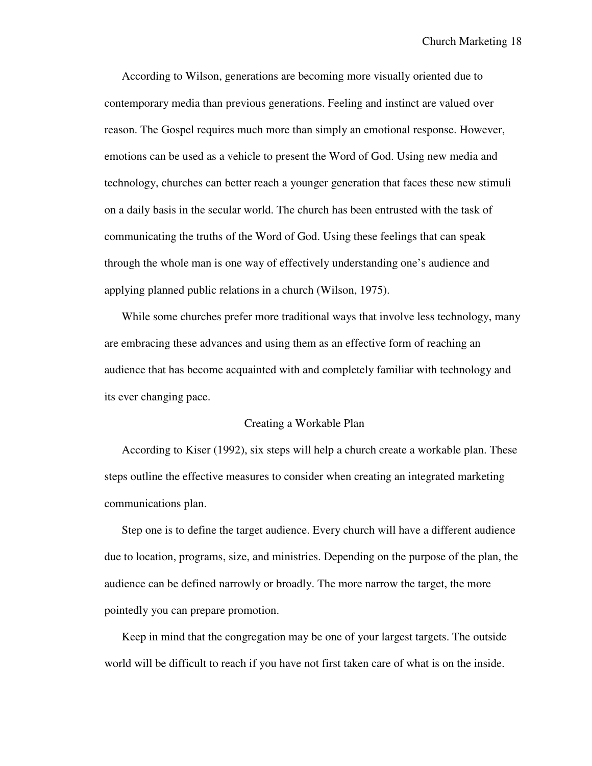According to Wilson, generations are becoming more visually oriented due to contemporary media than previous generations. Feeling and instinct are valued over reason. The Gospel requires much more than simply an emotional response. However, emotions can be used as a vehicle to present the Word of God. Using new media and technology, churches can better reach a younger generation that faces these new stimuli on a daily basis in the secular world. The church has been entrusted with the task of communicating the truths of the Word of God. Using these feelings that can speak through the whole man is one way of effectively understanding one's audience and applying planned public relations in a church (Wilson, 1975).

While some churches prefer more traditional ways that involve less technology, many are embracing these advances and using them as an effective form of reaching an audience that has become acquainted with and completely familiar with technology and its ever changing pace.

## Creating a Workable Plan

According to Kiser (1992), six steps will help a church create a workable plan. These steps outline the effective measures to consider when creating an integrated marketing communications plan.

Step one is to define the target audience. Every church will have a different audience due to location, programs, size, and ministries. Depending on the purpose of the plan, the audience can be defined narrowly or broadly. The more narrow the target, the more pointedly you can prepare promotion.

Keep in mind that the congregation may be one of your largest targets. The outside world will be difficult to reach if you have not first taken care of what is on the inside.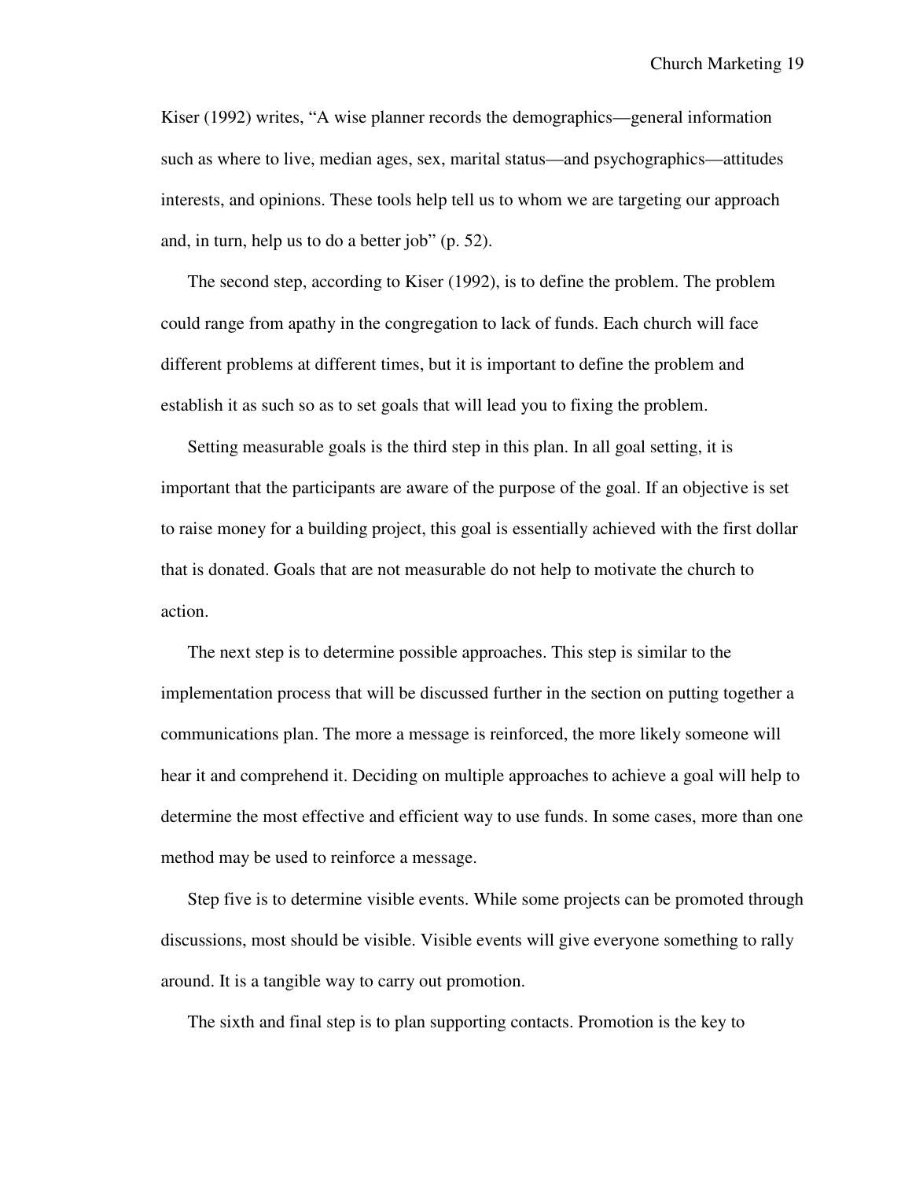Kiser (1992) writes, "A wise planner records the demographics—general information such as where to live, median ages, sex, marital status—and psychographics—attitudes interests, and opinions. These tools help tell us to whom we are targeting our approach and, in turn, help us to do a better job" (p. 52).

The second step, according to Kiser (1992), is to define the problem. The problem could range from apathy in the congregation to lack of funds. Each church will face different problems at different times, but it is important to define the problem and establish it as such so as to set goals that will lead you to fixing the problem.

Setting measurable goals is the third step in this plan. In all goal setting, it is important that the participants are aware of the purpose of the goal. If an objective is set to raise money for a building project, this goal is essentially achieved with the first dollar that is donated. Goals that are not measurable do not help to motivate the church to action.

The next step is to determine possible approaches. This step is similar to the implementation process that will be discussed further in the section on putting together a communications plan. The more a message is reinforced, the more likely someone will hear it and comprehend it. Deciding on multiple approaches to achieve a goal will help to determine the most effective and efficient way to use funds. In some cases, more than one method may be used to reinforce a message.

Step five is to determine visible events. While some projects can be promoted through discussions, most should be visible. Visible events will give everyone something to rally around. It is a tangible way to carry out promotion.

The sixth and final step is to plan supporting contacts. Promotion is the key to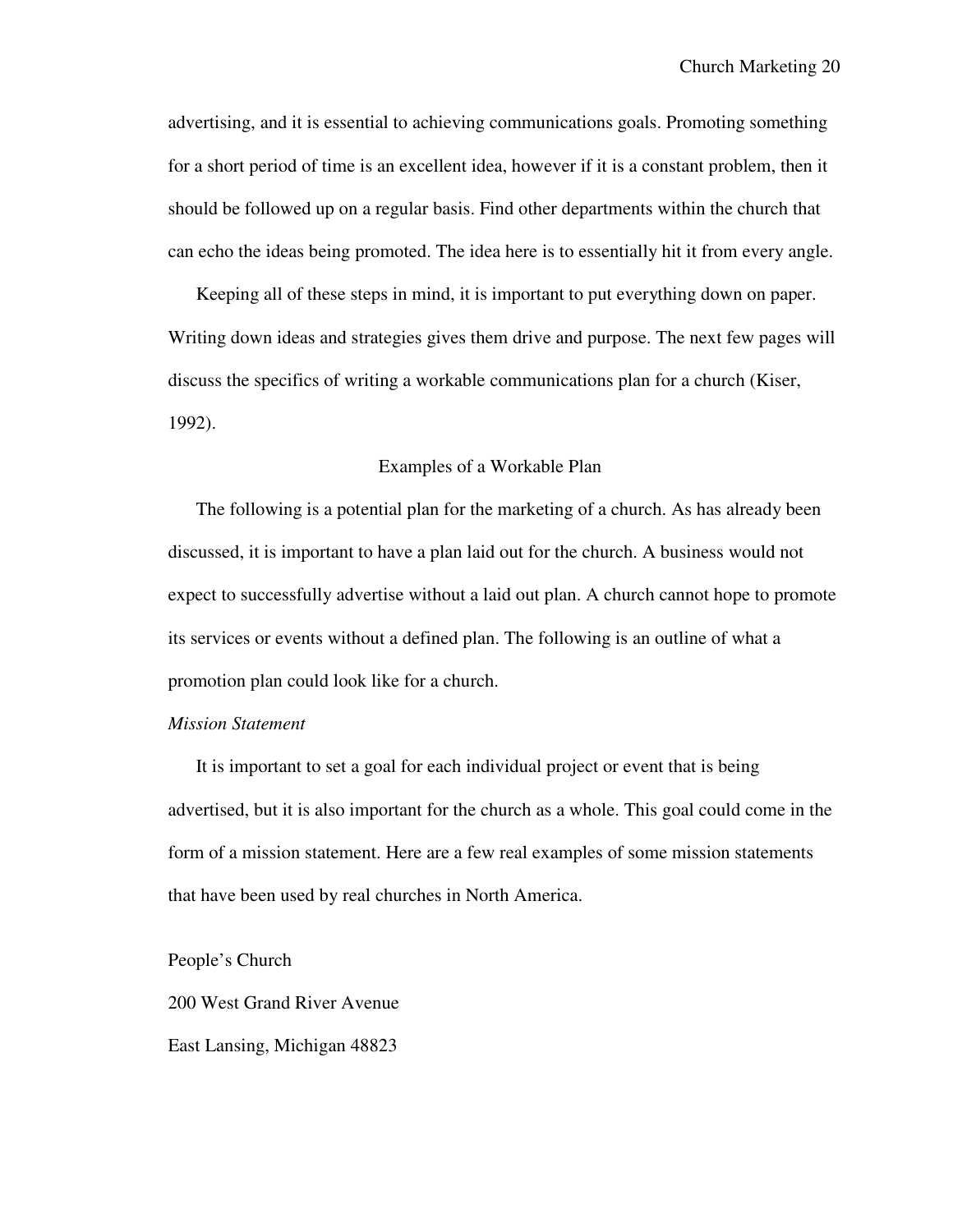advertising, and it is essential to achieving communications goals. Promoting something for a short period of time is an excellent idea, however if it is a constant problem, then it should be followed up on a regular basis. Find other departments within the church that can echo the ideas being promoted. The idea here is to essentially hit it from every angle.

Keeping all of these steps in mind, it is important to put everything down on paper. Writing down ideas and strategies gives them drive and purpose. The next few pages will discuss the specifics of writing a workable communications plan for a church (Kiser, 1992).

## Examples of a Workable Plan

The following is a potential plan for the marketing of a church. As has already been discussed, it is important to have a plan laid out for the church. A business would not expect to successfully advertise without a laid out plan. A church cannot hope to promote its services or events without a defined plan. The following is an outline of what a promotion plan could look like for a church.

### *Mission Statement*

It is important to set a goal for each individual project or event that is being advertised, but it is also important for the church as a whole. This goal could come in the form of a mission statement. Here are a few real examples of some mission statements that have been used by real churches in North America.

People's Church

200 West Grand River Avenue

East Lansing, Michigan 48823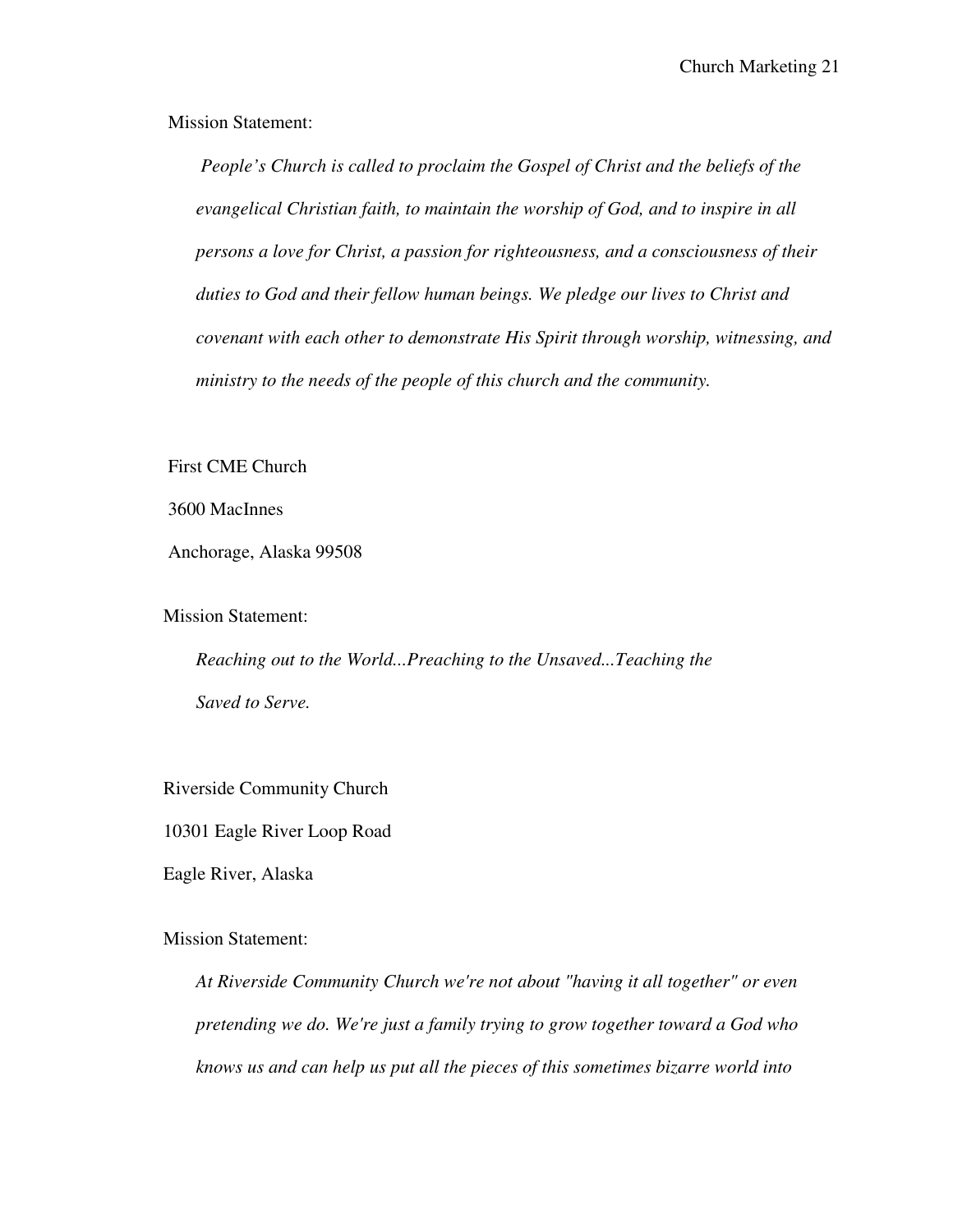Mission Statement:

> *People's Church is called to proclaim the Gospel of Christ and the beliefs of the evangelical Christian faith, to maintain the worship of God, and to inspire in all persons a love for Christ, a passion for righteousness, and a consciousness of their duties to God and their fellow human beings. We pledge our lives to Christ and covenant with each other to demonstrate His Spirit through worship, witnessing, and ministry to the needs of the people of this church and the community.*

First CME Church

3600 MacInnes

Anchorage, Alaska 99508

Mission Statement:

> *Reaching out to the World...Preaching to the Unsaved...Teaching the Saved to Serve.*

Riverside Community Church

10301 Eagle River Loop Road

Eagle River, Alaska

Mission Statement:

> *At Riverside Community Church we're not about "having it all together" or even pretending we do. We're just a family trying to grow together toward a God who knows us and can help us put all the pieces of this sometimes bizarre world into*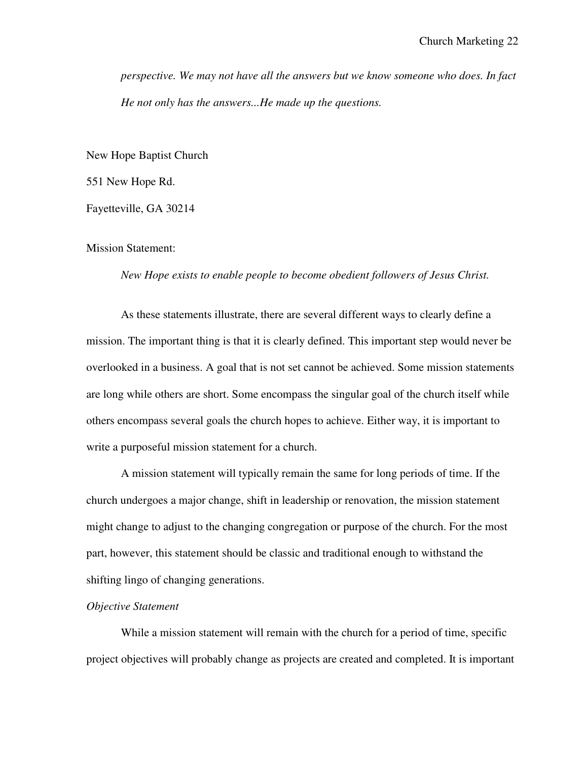*perspective. We may not have all the answers but we know someone who does. In fact He not only has the answers...He made up the questions.*

New Hope Baptist Church

551 New Hope Rd.

Fayetteville, GA 30214

Mission Statement:

*New Hope exists to enable people to become obedient followers of Jesus Christ.*

As these statements illustrate, there are several different ways to clearly define a mission. The important thing is that it is clearly defined. This important step would never be overlooked in a business. A goal that is not set cannot be achieved. Some mission statements are long while others are short. Some encompass the singular goal of the church itself while others encompass several goals the church hopes to achieve. Either way, it is important to write a purposeful mission statement for a church.

A mission statement will typically remain the same for long periods of time. If the church undergoes a major change, shift in leadership or renovation, the mission statement might change to adjust to the changing congregation or purpose of the church. For the most part, however, this statement should be classic and traditional enough to withstand the shifting lingo of changing generations.

### *Objective Statement*

While a mission statement will remain with the church for a period of time, specific project objectives will probably change as projects are created and completed. It is important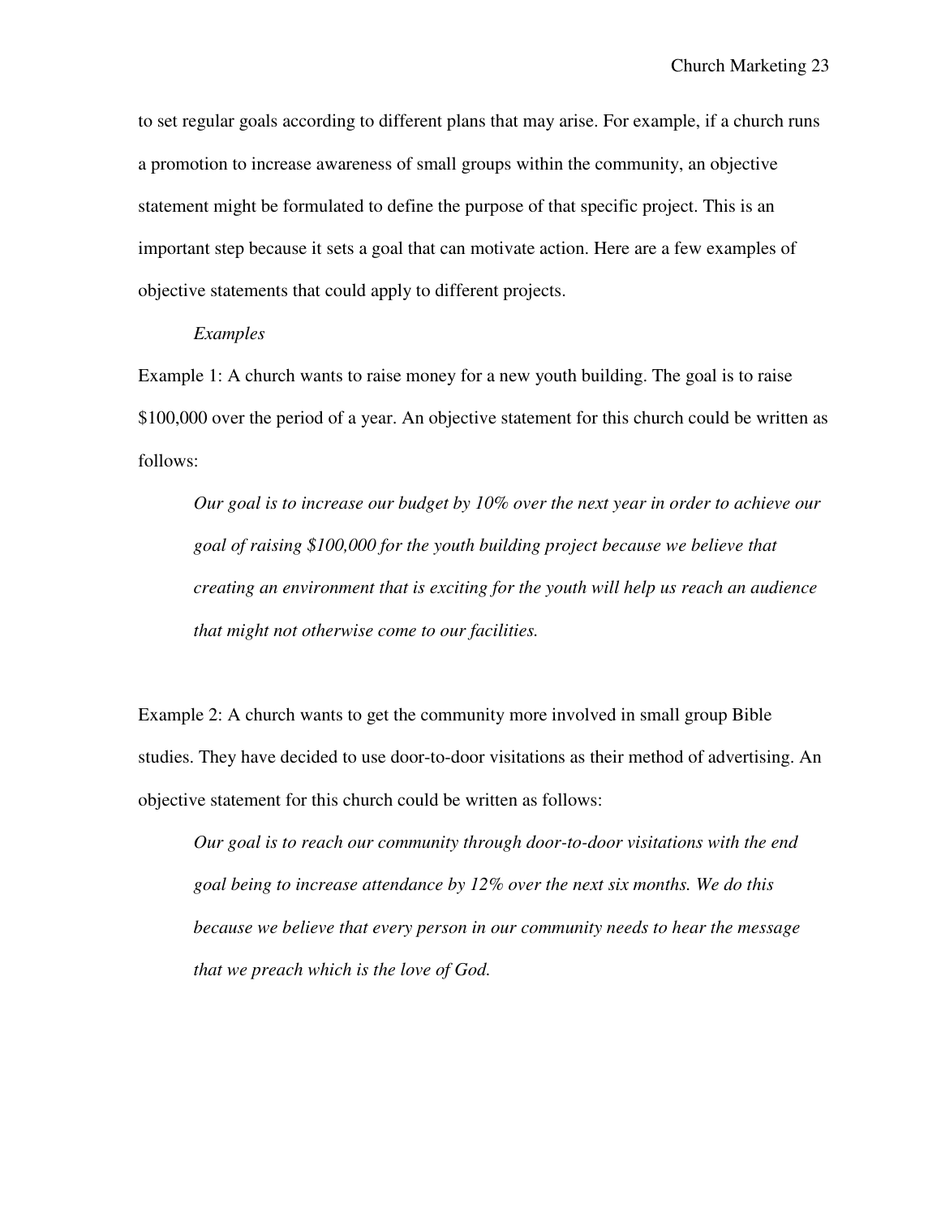to set regular goals according to different plans that may arise. For example, if a church runs a promotion to increase awareness of small groups within the community, an objective statement might be formulated to define the purpose of that specific project. This is an important step because it sets a goal that can motivate action. Here are a few examples of objective statements that could apply to different projects.

#### *Examples*

Example 1: A church wants to raise money for a new youth building. The goal is to raise $100,000 over the period of a year. An objective statement for this church could be written as follows:

> *Our goal is to increase our budget by 10% over the next year in order to achieve our goal of raising $100,000 for the youth building project because we believe that creating an environment that is exciting for the youth will help us reach an audience that might not otherwise come to our facilities.*

Example 2: A church wants to get the community more involved in small group Bible studies. They have decided to use door-to-door visitations as their method of advertising. An objective statement for this church could be written as follows:

> *Our goal is to reach our community through door-to-door visitations with the end goal being to increase attendance by 12% over the next six months. We do this because we believe that every person in our community needs to hear the message that we preach which is the love of God.*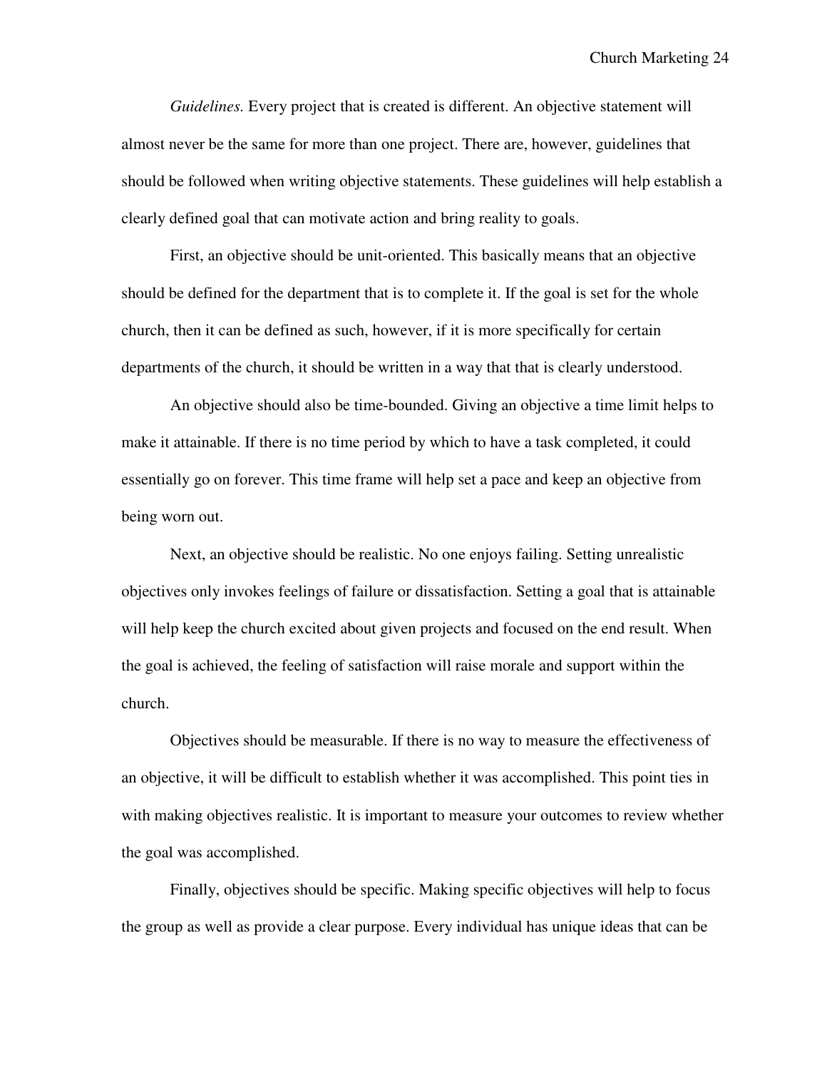*Guidelines.* Every project that is created is different. An objective statement will almost never be the same for more than one project. There are, however, guidelines that should be followed when writing objective statements. These guidelines will help establish a clearly defined goal that can motivate action and bring reality to goals.

First, an objective should be unit-oriented. This basically means that an objective should be defined for the department that is to complete it. If the goal is set for the whole church, then it can be defined as such, however, if it is more specifically for certain departments of the church, it should be written in a way that that is clearly understood.

An objective should also be time-bounded. Giving an objective a time limit helps to make it attainable. If there is no time period by which to have a task completed, it could essentially go on forever. This time frame will help set a pace and keep an objective from being worn out.

Next, an objective should be realistic. No one enjoys failing. Setting unrealistic objectives only invokes feelings of failure or dissatisfaction. Setting a goal that is attainable will help keep the church excited about given projects and focused on the end result. When the goal is achieved, the feeling of satisfaction will raise morale and support within the church.

Objectives should be measurable. If there is no way to measure the effectiveness of an objective, it will be difficult to establish whether it was accomplished. This point ties in with making objectives realistic. It is important to measure your outcomes to review whether the goal was accomplished.

Finally, objectives should be specific. Making specific objectives will help to focus the group as well as provide a clear purpose. Every individual has unique ideas that can be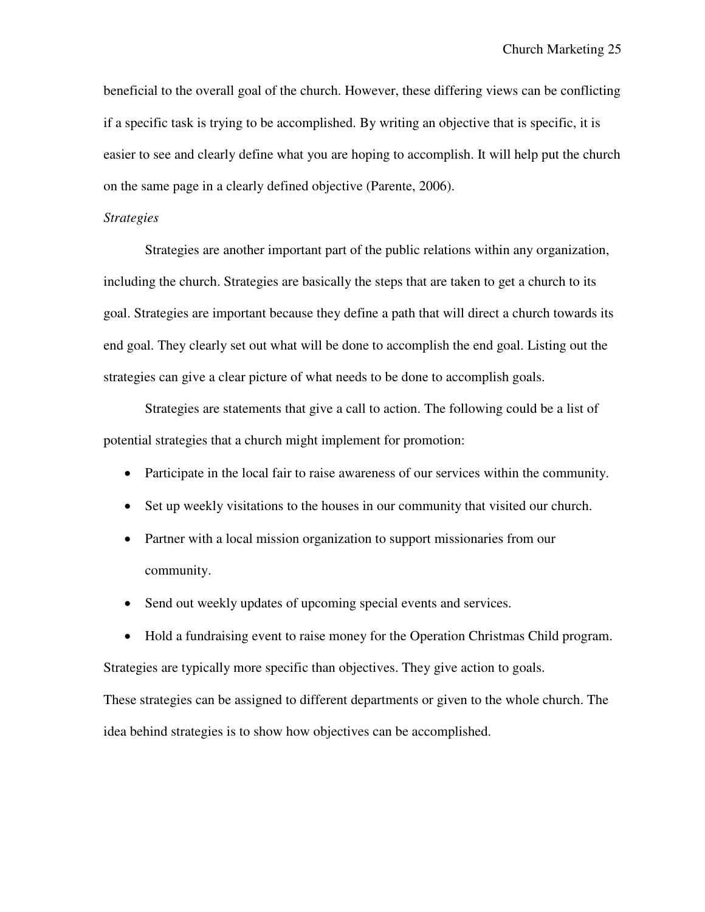beneficial to the overall goal of the church. However, these differing views can be conflicting if a specific task is trying to be accomplished. By writing an objective that is specific, it is easier to see and clearly define what you are hoping to accomplish. It will help put the church on the same page in a clearly defined objective (Parente, 2006).

### *Strategies*

Strategies are another important part of the public relations within any organization, including the church. Strategies are basically the steps that are taken to get a church to its goal. Strategies are important because they define a path that will direct a church towards its end goal. They clearly set out what will be done to accomplish the end goal. Listing out the strategies can give a clear picture of what needs to be done to accomplish goals.

Strategies are statements that give a call to action. The following could be a list of potential strategies that a church might implement for promotion:

- Participate in the local fair to raise awareness of our services within the community.
- Set up weekly visitations to the houses in our community that visited our church.
- Partner with a local mission organization to support missionaries from our community.
- Send out weekly updates of upcoming special events and services.
- Hold a fundraising event to raise money for the Operation Christmas Child program.

Strategies are typically more specific than objectives. They give action to goals.
These strategies can be assigned to different departments or given to the whole church. The idea behind strategies is to show how objectives can be accomplished.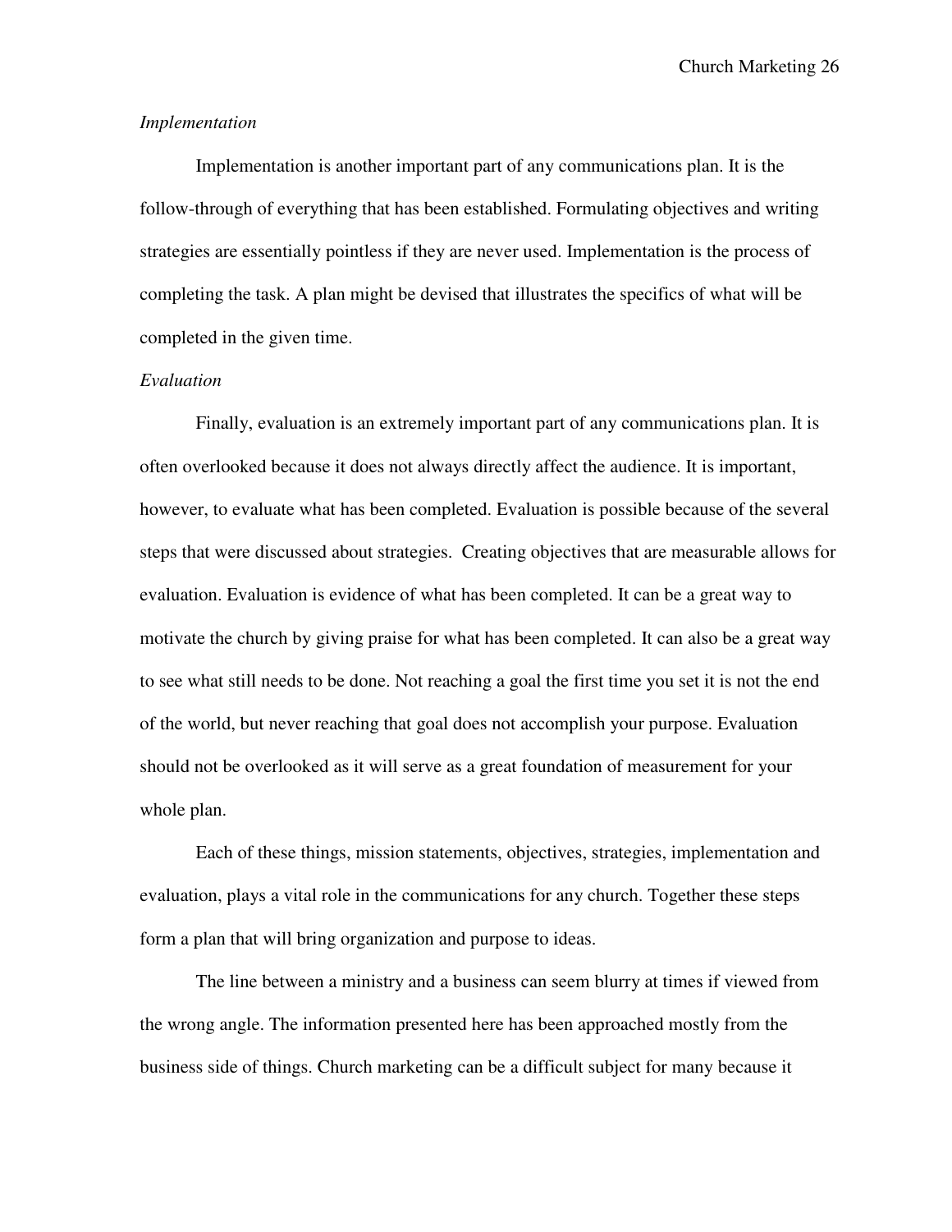*Implementation*

Implementation is another important part of any communications plan. It is the follow-through of everything that has been established. Formulating objectives and writing strategies are essentially pointless if they are never used. Implementation is the process of completing the task. A plan might be devised that illustrates the specifics of what will be completed in the given time.

*Evaluation*

Finally, evaluation is an extremely important part of any communications plan. It is often overlooked because it does not always directly affect the audience. It is important, however, to evaluate what has been completed. Evaluation is possible because of the several steps that were discussed about strategies. Creating objectives that are measurable allows for evaluation. Evaluation is evidence of what has been completed. It can be a great way to motivate the church by giving praise for what has been completed. It can also be a great way to see what still needs to be done. Not reaching a goal the first time you set it is not the end of the world, but never reaching that goal does not accomplish your purpose. Evaluation should not be overlooked as it will serve as a great foundation of measurement for your whole plan.

Each of these things, mission statements, objectives, strategies, implementation and evaluation, plays a vital role in the communications for any church. Together these steps form a plan that will bring organization and purpose to ideas.

The line between a ministry and a business can seem blurry at times if viewed from the wrong angle. The information presented here has been approached mostly from the business side of things. Church marketing can be a difficult subject for many because it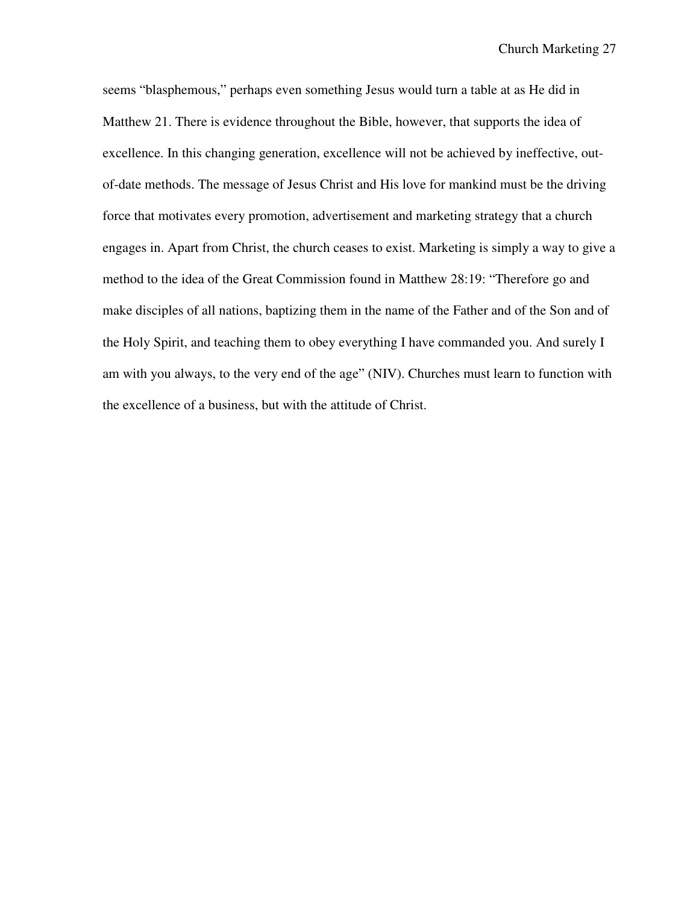seems “blasphemous,” perhaps even something Jesus would turn a table at as He did in Matthew 21. There is evidence throughout the Bible, however, that supports the idea of excellence. In this changing generation, excellence will not be achieved by ineffective, out-of-date methods. The message of Jesus Christ and His love for mankind must be the driving force that motivates every promotion, advertisement and marketing strategy that a church engages in. Apart from Christ, the church ceases to exist. Marketing is simply a way to give a method to the idea of the Great Commission found in Matthew 28:19: “Therefore go and make disciples of all nations, baptizing them in the name of the Father and of the Son and of the Holy Spirit, and teaching them to obey everything I have commanded you. And surely I am with you always, to the very end of the age” (NIV). Churches must learn to function with the excellence of a business, but with the attitude of Christ.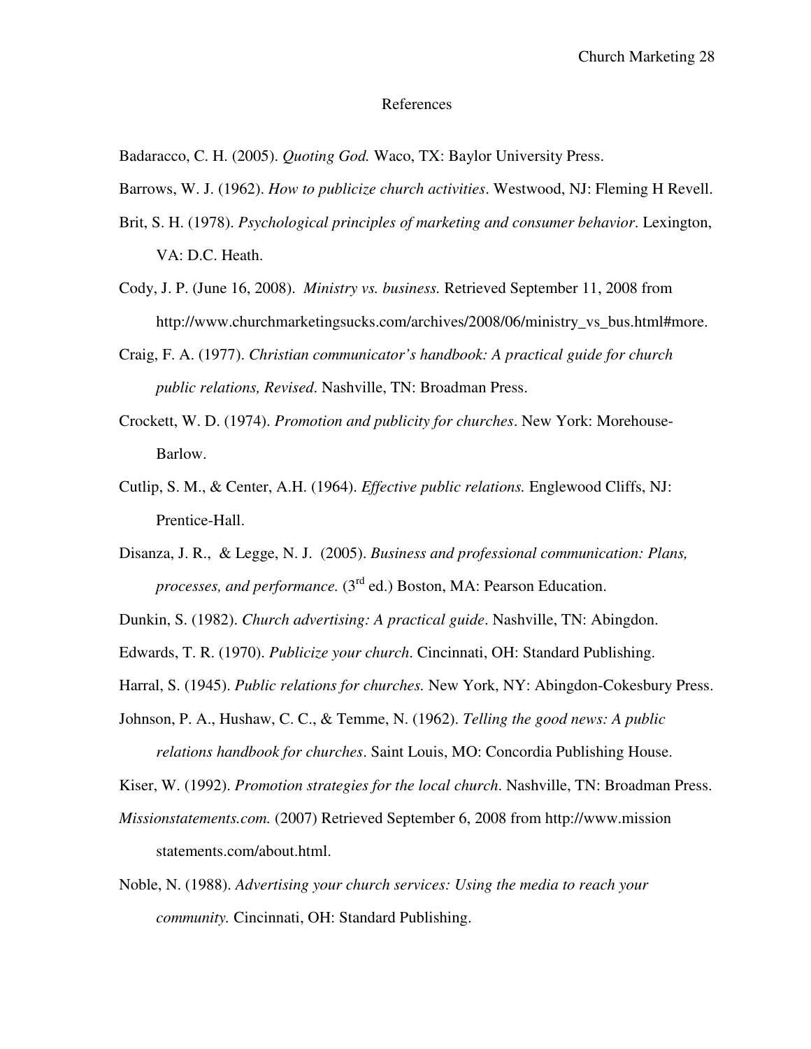# References

Badaracco, C. H. (2005). *Quoting God.* Waco, TX: Baylor University Press.

Barrows, W. J. (1962). *How to publicize church activities*. Westwood, NJ: Fleming H Revell.

Brit, S. H. (1978). *Psychological principles of marketing and consumer behavior*. Lexington, VA: D.C. Heath.

Cody, J. P. (June 16, 2008). *Ministry vs. business.* Retrieved September 11, 2008 from http://www.churchmarketingsucks.com/archives/2008/06/ministry_vs_bus.html#more.

Craig, F. A. (1977). *Christian communicator's handbook: A practical guide for church public relations, Revised*. Nashville, TN: Broadman Press.

Crockett, W. D. (1974). *Promotion and publicity for churches*. New York: Morehouse-Barlow.

Cutlip, S. M., & Center, A.H. (1964). *Effective public relations.* Englewood Cliffs, NJ: Prentice-Hall.

Disanza, J. R., & Legge, N. J. (2005). *Business and professional communication: Plans, processes, and performance.* (3rd ed.) Boston, MA: Pearson Education.

Dunkin, S. (1982). *Church advertising: A practical guide*. Nashville, TN: Abingdon.

Edwards, T. R. (1970). *Publicize your church*. Cincinnati, OH: Standard Publishing.

Harral, S. (1945). *Public relations for churches.* New York, NY: Abingdon-Cokesbury Press.

Johnson, P. A., Hushaw, C. C., & Temme, N. (1962). *Telling the good news: A public relations handbook for churches*. Saint Louis, MO: Concordia Publishing House.

Kiser, W. (1992). *Promotion strategies for the local church*. Nashville, TN: Broadman Press.

*Missionstatements.com.* (2007) Retrieved September 6, 2008 from http://www.mission statements.com/about.html.

Noble, N. (1988). *Advertising your church services: Using the media to reach your community.* Cincinnati, OH: Standard Publishing.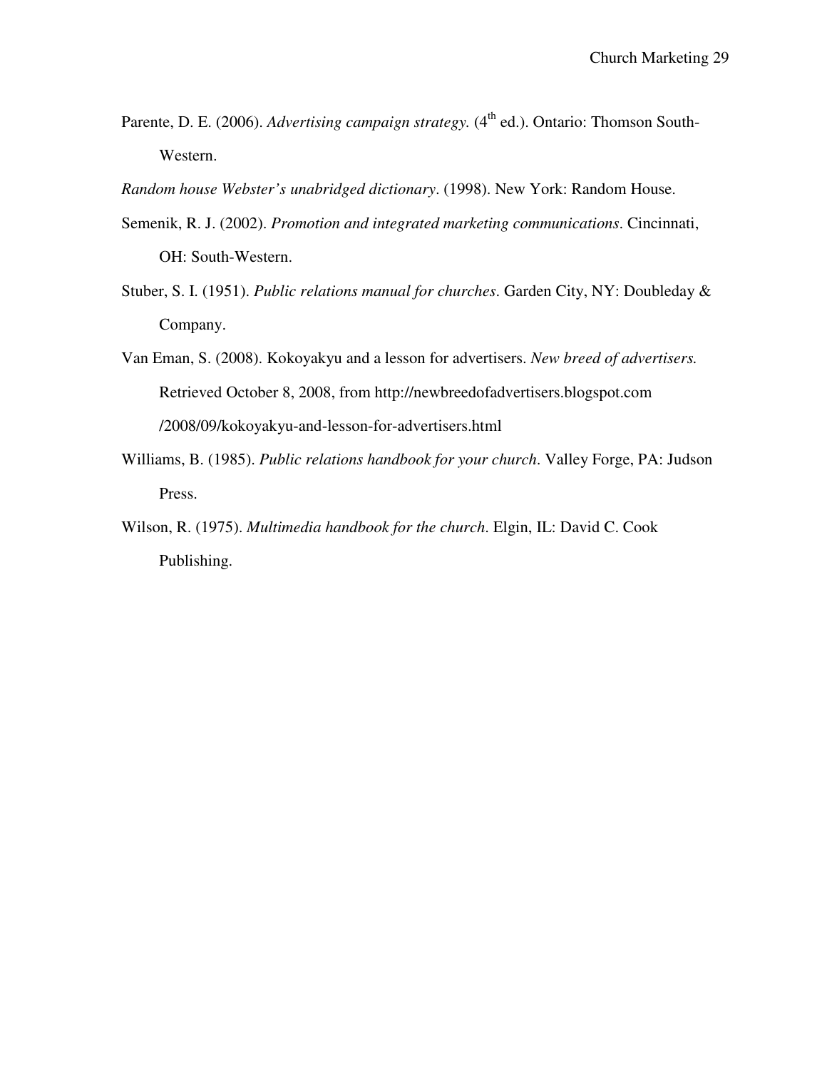Parente, D. E. (2006). *Advertising campaign strategy.* (4th ed.). Ontario: Thomson South-Western.

*Random house Webster's unabridged dictionary*. (1998). New York: Random House.

Semenik, R. J. (2002). *Promotion and integrated marketing communications*. Cincinnati, OH: South-Western.

Stuber, S. I. (1951). *Public relations manual for churches*. Garden City, NY: Doubleday & Company.

Van Eman, S. (2008). Kokoyakyu and a lesson for advertisers. *New breed of advertisers.* Retrieved October 8, 2008, from http://newbreedofadvertisers.blogspot.com /2008/09/kokoyakyu-and-lesson-for-advertisers.html

Williams, B. (1985). *Public relations handbook for your church*. Valley Forge, PA: Judson Press.

Wilson, R. (1975). *Multimedia handbook for the church*. Elgin, IL: David C. Cook Publishing.